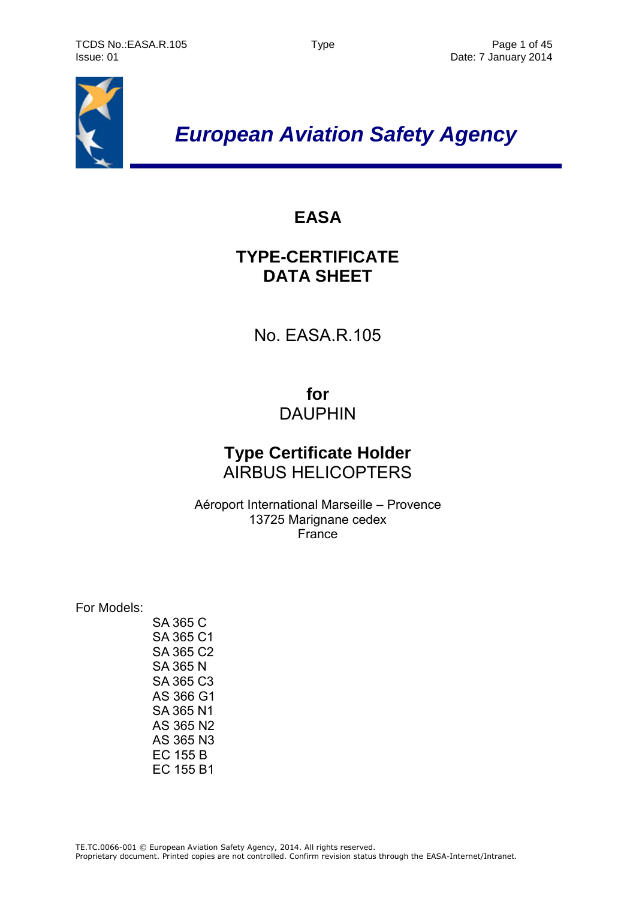# *European Aviation Safety Agency*

## EASA

## TYPE-CERTIFICATE DATA SHEET

No. EASA.R.105

**for**
DAUPHIN

**Type Certificate Holder**
AIRBUS HELICOPTERS

Aéroport International Marseille – Provence
13725 Marignane cedex
France

For Models:

- SA 365 C
- SA 365 C1
- SA 365 C2
- SA 365 N
- SA 365 C3
- AS 366 G1
- SA 365 N1
- AS 365 N2
- AS 365 N3
- EC 155 B
- EC 155 B1

TE.TC.0066-001 © European Aviation Safety Agency, 2014. All rights reserved.
Proprietary document. Printed copies are not controlled. Confirm revision status through the EASA-Internet/Intranet.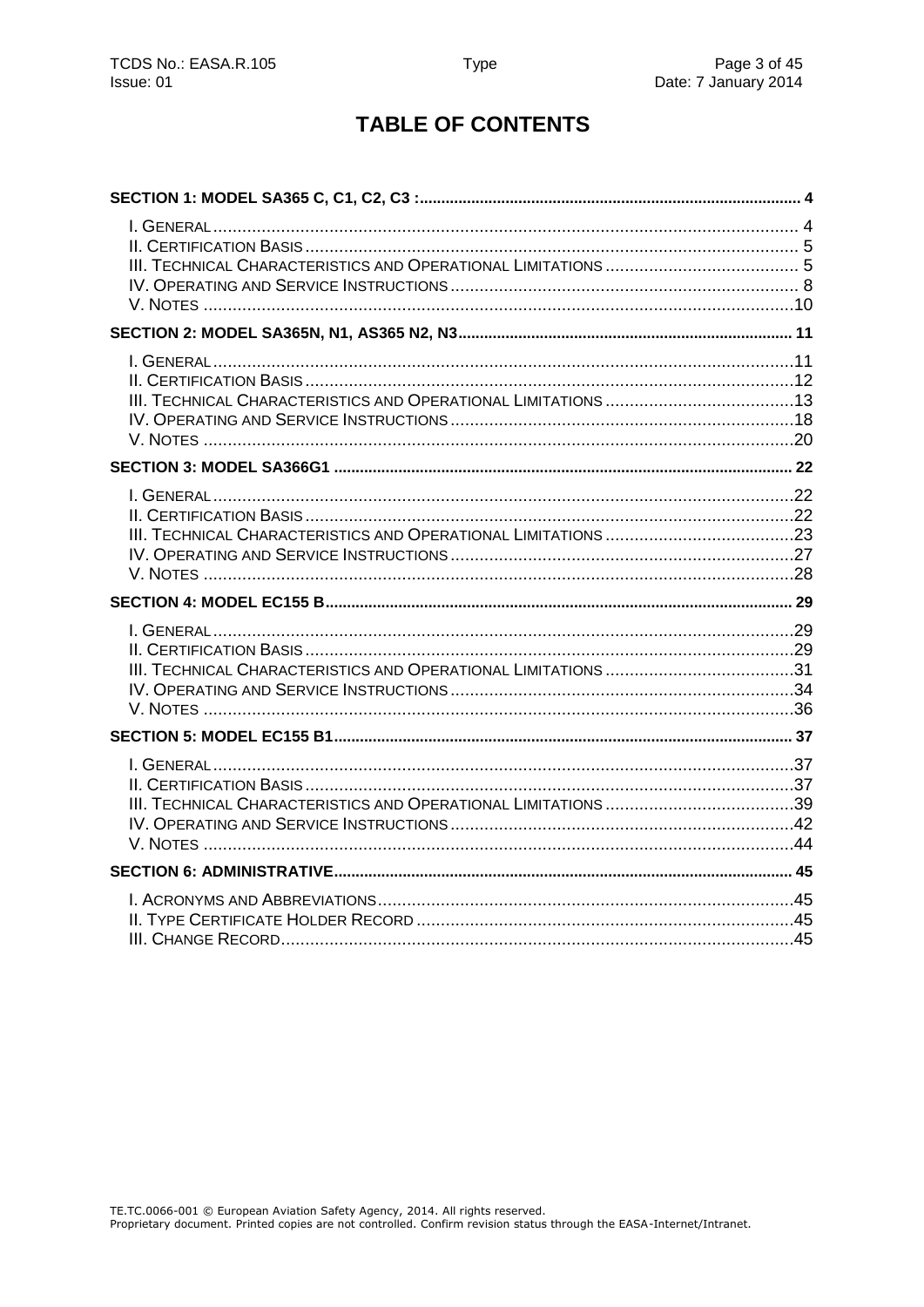# TABLE OF CONTENTS

**SECTION 1: MODEL SA365 C, C1, C2, C3 :** ... 4

- I. General ... 4
- II. Certification Basis ... 5
- III. Technical Characteristics and Operational Limitations ... 5
- IV. Operating and Service Instructions ... 8
- V. Notes ... 10

**SECTION 2: MODEL SA365N, N1, AS365 N2, N3** ... 11

- I. General ... 11
- II. Certification Basis ... 12
- III. Technical Characteristics and Operational Limitations ... 13
- IV. Operating and Service Instructions ... 18
- V. Notes ... 20

**SECTION 3: MODEL SA366G1** ... 22

- I. General ... 22
- II. Certification Basis ... 22
- III. Technical Characteristics and Operational Limitations ... 23
- IV. Operating and Service Instructions ... 27
- V. Notes ... 28

**SECTION 4: MODEL EC155 B** ... 29

- I. General ... 29
- II. Certification Basis ... 29
- III. Technical Characteristics and Operational Limitations ... 31
- IV. Operating and Service Instructions ... 34
- V. Notes ... 36

**SECTION 5: MODEL EC155 B1** ... 37

- I. General ... 37
- II. Certification Basis ... 37
- III. Technical Characteristics and Operational Limitations ... 39
- IV. Operating and Service Instructions ... 42
- V. Notes ... 44

**SECTION 6: ADMINISTRATIVE** ... 45

- I. Acronyms and Abbreviations ... 45
- II. Type Certificate Holder Record ... 45
- III. Change Record ... 45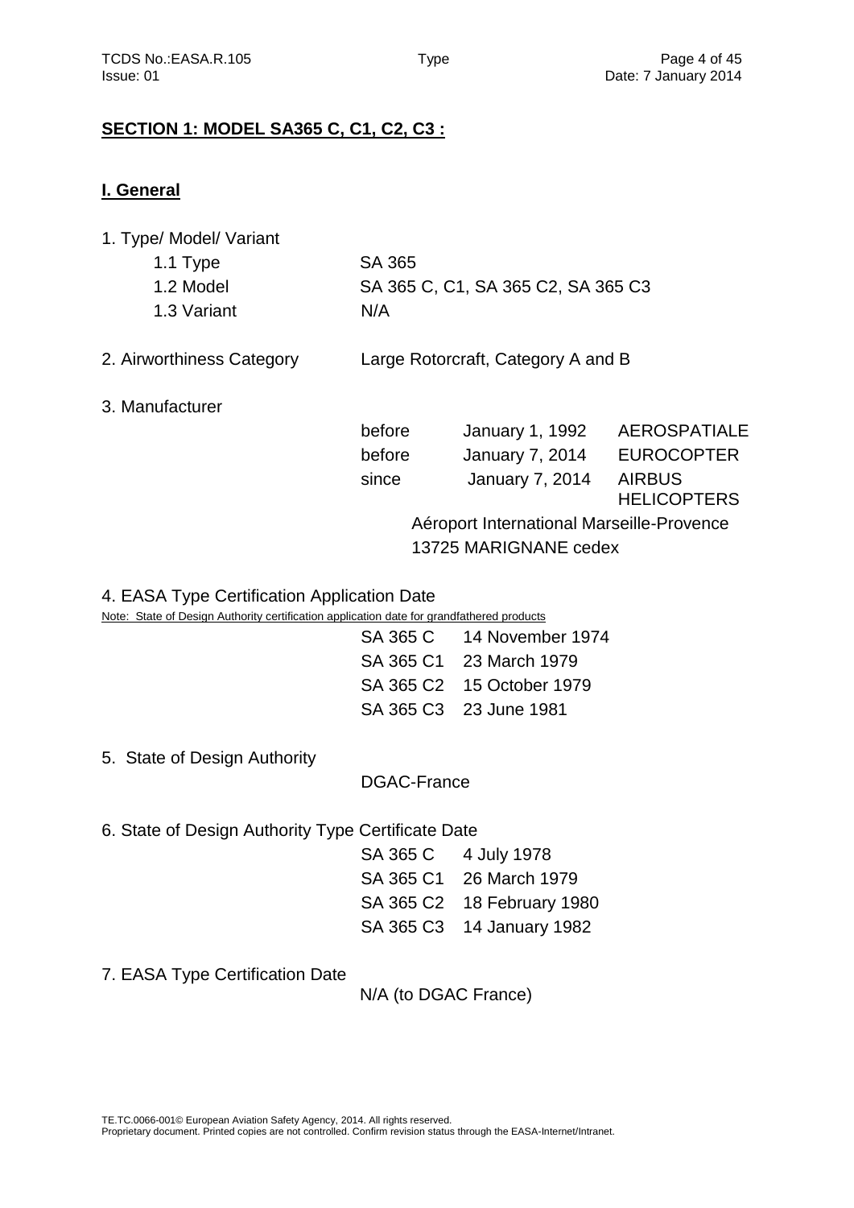## SECTION 1: MODEL SA365 C, C1, C2, C3 :

### I. General

1. Type/ Model/ Variant

| | |
|---|---|
| 1.1 Type | SA 365 |
| 1.2 Model | SA 365 C, C1, SA 365 C2, SA 365 C3 |
| 1.3 Variant | N/A |

2. Airworthiness Category — Large Rotorcraft, Category A and B

3. Manufacturer

| | | |
|---|---|---|
| before | January 1, 1992 | AEROSPATIALE |
| before | January 7, 2014 | EUROCOPTER |
| since | January 7, 2014 | AIRBUS HELICOPTERS |

Aéroport International Marseille-Provence
13725 MARIGNANE cedex

4. EASA Type Certification Application Date

Note: State of Design Authority certification application date for grandfathered products

| | |
|---|---|
| SA 365 C | 14 November 1974 |
| SA 365 C1 | 23 March 1979 |
| SA 365 C2 | 15 October 1979 |
| SA 365 C3 | 23 June 1981 |

5. State of Design Authority

DGAC-France

6. State of Design Authority Type Certificate Date

| | |
|---|---|
| SA 365 C | 4 July 1978 |
| SA 365 C1 | 26 March 1979 |
| SA 365 C2 | 18 February 1980 |
| SA 365 C3 | 14 January 1982 |

7. EASA Type Certification Date

N/A (to DGAC France)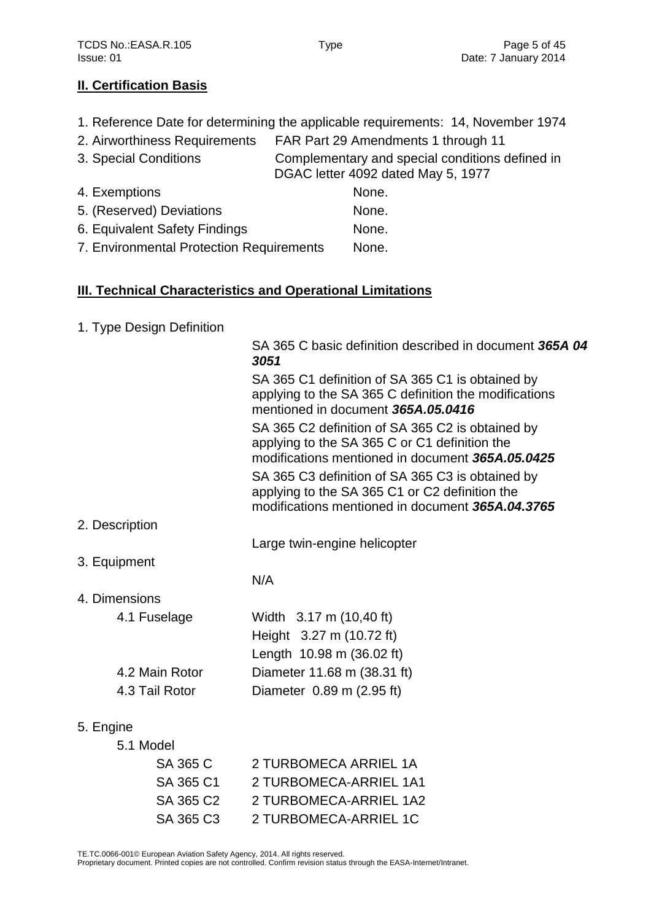## II. Certification Basis

1. Reference Date for determining the applicable requirements: 14, November 1974
2. Airworthiness Requirements FAR Part 29 Amendments 1 through 11
3. Special Conditions Complementary and special conditions defined in DGAC letter 4092 dated May 5, 1977
4. Exemptions None.
5. (Reserved) Deviations None.
6. Equivalent Safety Findings None.
7. Environmental Protection Requirements None.

## III. Technical Characteristics and Operational Limitations

1. Type Design Definition

   SA 365 C basic definition described in document ***365A 04 3051***

   SA 365 C1 definition of SA 365 C1 is obtained by applying to the SA 365 C definition the modifications mentioned in document ***365A.05.0416***

   SA 365 C2 definition of SA 365 C2 is obtained by applying to the SA 365 C or C1 definition the modifications mentioned in document ***365A.05.0425***

   SA 365 C3 definition of SA 365 C3 is obtained by applying to the SA 365 C1 or C2 definition the modifications mentioned in document ***365A.04.3765***

2. Description

   Large twin-engine helicopter

3. Equipment

   N/A

4. Dimensions

| | |
|---|---|
| 4.1 Fuselage | Width 3.17 m (10,40 ft) |
| | Height 3.27 m (10.72 ft) |
| | Length 10.98 m (36.02 ft) |
| 4.2 Main Rotor | Diameter 11.68 m (38.31 ft) |
| 4.3 Tail Rotor | Diameter 0.89 m (2.95 ft) |

5. Engine

   5.1 Model

| | |
|---|---|
| SA 365 C | 2 TURBOMECA ARRIEL 1A |
| SA 365 C1 | 2 TURBOMECA-ARRIEL 1A1 |
| SA 365 C2 | 2 TURBOMECA-ARRIEL 1A2 |
| SA 365 C3 | 2 TURBOMECA-ARRIEL 1C |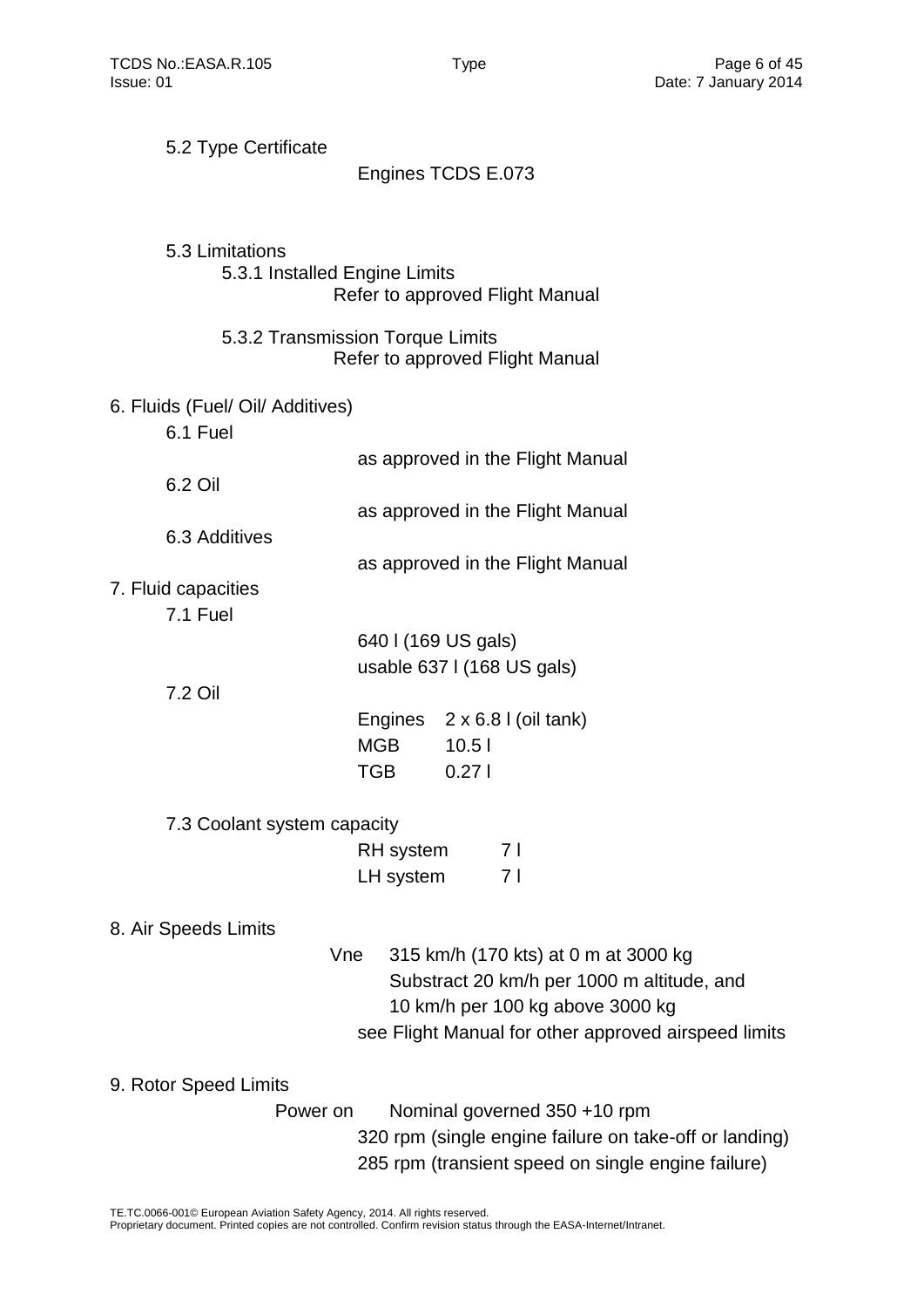5.2 Type Certificate

Engines TCDS E.073

5.3 Limitations

5.3.1 Installed Engine Limits

Refer to approved Flight Manual

5.3.2 Transmission Torque Limits

Refer to approved Flight Manual

## 6. Fluids (Fuel/ Oil/ Additives)

6.1 Fuel

as approved in the Flight Manual

6.2 Oil

as approved in the Flight Manual

6.3 Additives

as approved in the Flight Manual

## 7. Fluid capacities

7.1 Fuel

640 l (169 US gals)
usable 637 l (168 US gals)

7.2 Oil

| | |
|---|---|
| Engines | 2 x 6.8 l (oil tank) |
| MGB | 10.5 l |
| TGB | 0.27 l |

7.3 Coolant system capacity

| | |
|---|---|
| RH system | 7 l |
| LH system | 7 l |

## 8. Air Speeds Limits

Vne 315 km/h (170 kts) at 0 m at 3000 kg
Substract 20 km/h per 1000 m altitude, and
10 km/h per 100 kg above 3000 kg
see Flight Manual for other approved airspeed limits

## 9. Rotor Speed Limits

Power on Nominal governed 350 +10 rpm
320 rpm (single engine failure on take-off or landing)
285 rpm (transient speed on single engine failure)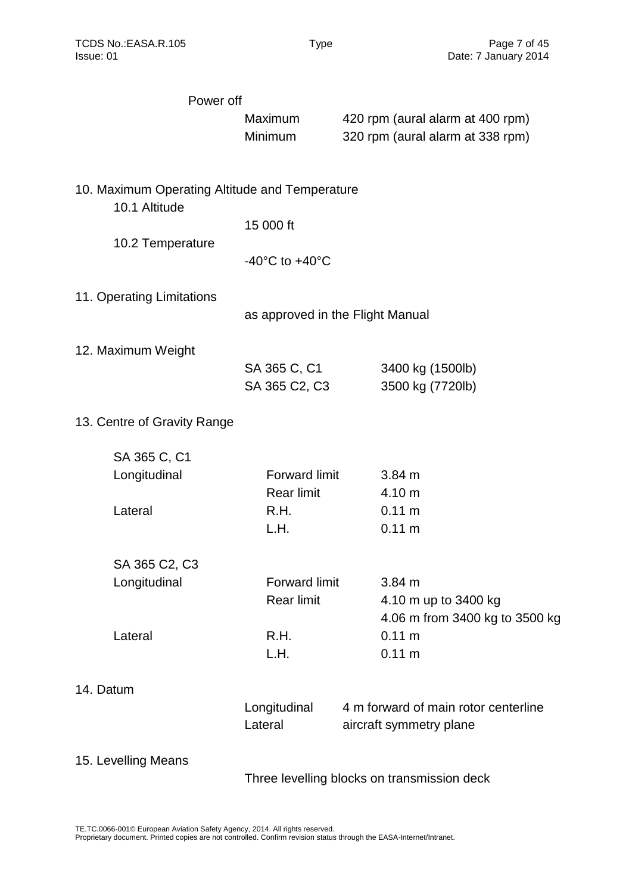Power off

| | |
|---|---|
| Maximum | 420 rpm (aural alarm at 400 rpm) |
| Minimum | 320 rpm (aural alarm at 338 rpm) |

## 10. Maximum Operating Altitude and Temperature

### 10.1 Altitude

15 000 ft

### 10.2 Temperature

-40°C to +40°C

## 11. Operating Limitations

as approved in the Flight Manual

## 12. Maximum Weight

| | |
|---|---|
| SA 365 C, C1 | 3400 kg (1500lb) |
| SA 365 C2, C3 | 3500 kg (7720lb) |

## 13. Centre of Gravity Range

SA 365 C, C1

| | | |
|---|---|---|
| Longitudinal | Forward limit | 3.84 m |
| | Rear limit | 4.10 m |
| Lateral | R.H. | 0.11 m |
| | L.H. | 0.11 m |

SA 365 C2, C3

| | | |
|---|---|---|
| Longitudinal | Forward limit | 3.84 m |
| | Rear limit | 4.10 m up to 3400 kg |
| | | 4.06 m from 3400 kg to 3500 kg |
| Lateral | R.H. | 0.11 m |
| | L.H. | 0.11 m |

## 14. Datum

| | |
|---|---|
| Longitudinal | 4 m forward of main rotor centerline |
| Lateral | aircraft symmetry plane |

## 15. Levelling Means

Three levelling blocks on transmission deck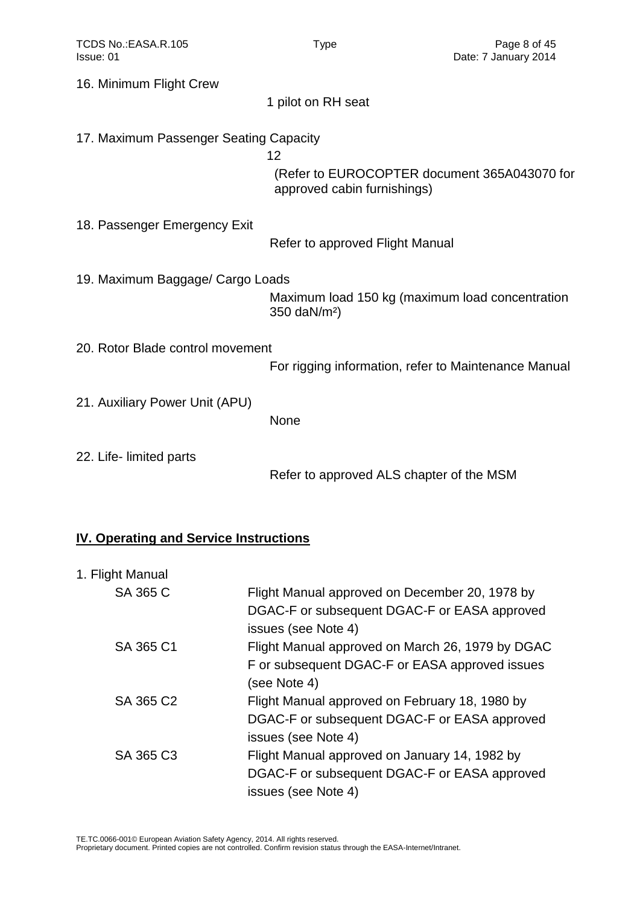16. Minimum Flight Crew

1 pilot on RH seat

17. Maximum Passenger Seating Capacity

12

(Refer to EUROCOPTER document 365A043070 for approved cabin furnishings)

18. Passenger Emergency Exit

Refer to approved Flight Manual

19. Maximum Baggage/ Cargo Loads

Maximum load 150 kg (maximum load concentration 350 daN/m²)

20. Rotor Blade control movement

For rigging information, refer to Maintenance Manual

21. Auxiliary Power Unit (APU)

None

22. Life- limited parts

Refer to approved ALS chapter of the MSM

## IV. Operating and Service Instructions

1. Flight Manual

| | |
|---|---|
| SA 365 C | Flight Manual approved on December 20, 1978 by DGAC-F or subsequent DGAC-F or EASA approved issues (see Note 4) |
| SA 365 C1 | Flight Manual approved on March 26, 1979 by DGAC F or subsequent DGAC-F or EASA approved issues (see Note 4) |
| SA 365 C2 | Flight Manual approved on February 18, 1980 by DGAC-F or subsequent DGAC-F or EASA approved issues (see Note 4) |
| SA 365 C3 | Flight Manual approved on January 14, 1982 by DGAC-F or subsequent DGAC-F or EASA approved issues (see Note 4) |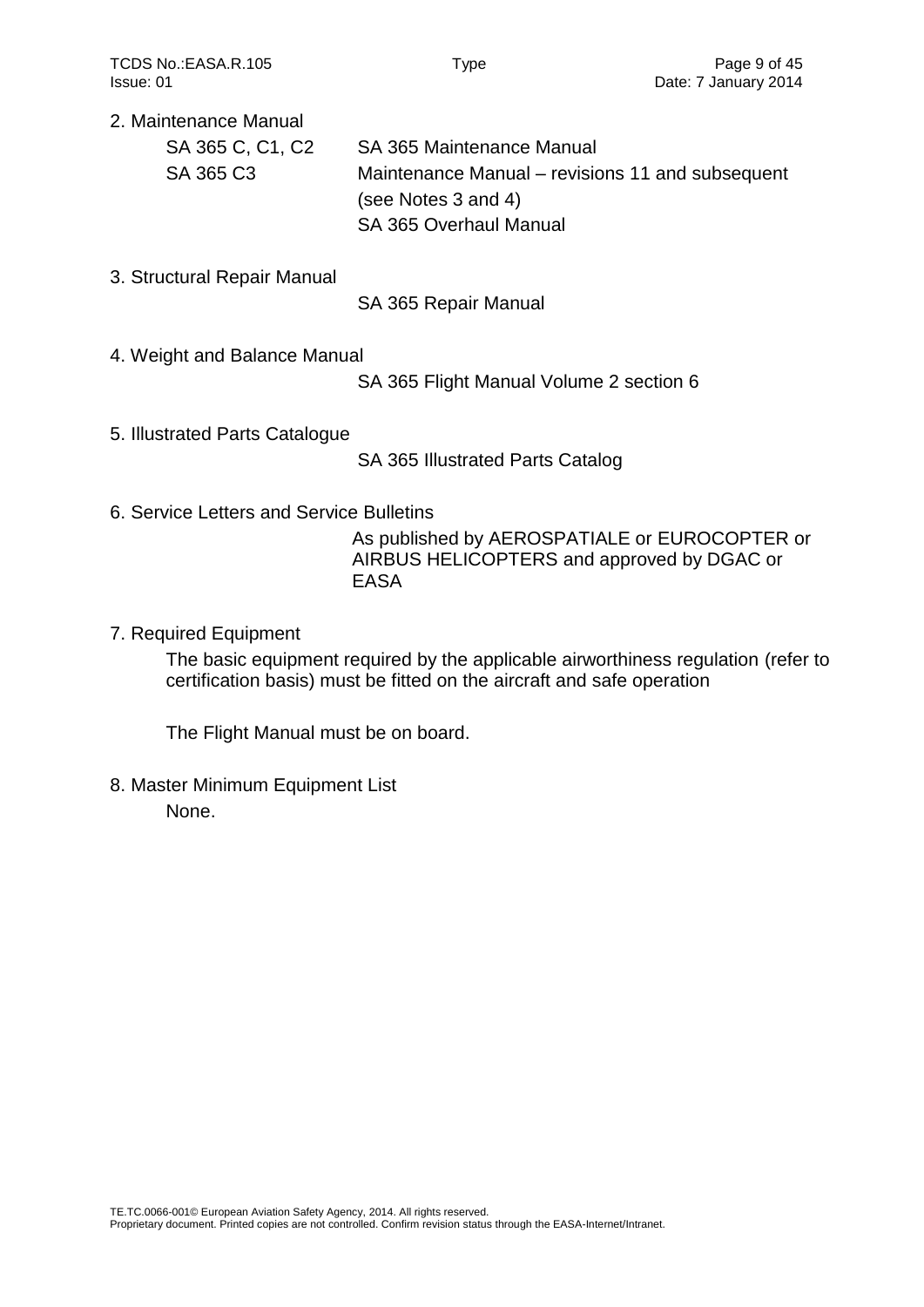2. Maintenance Manual

| | |
|---|---|
| SA 365 C, C1, C2 | SA 365 Maintenance Manual |
| SA 365 C3 | Maintenance Manual – revisions 11 and subsequent (see Notes 3 and 4) |
| | SA 365 Overhaul Manual |

3. Structural Repair Manual

SA 365 Repair Manual

4. Weight and Balance Manual

SA 365 Flight Manual Volume 2 section 6

5. Illustrated Parts Catalogue

SA 365 Illustrated Parts Catalog

6. Service Letters and Service Bulletins

As published by AEROSPATIALE or EUROCOPTER or AIRBUS HELICOPTERS and approved by DGAC or EASA

7. Required Equipment

The basic equipment required by the applicable airworthiness regulation (refer to certification basis) must be fitted on the aircraft and safe operation

The Flight Manual must be on board.

8. Master Minimum Equipment List

None.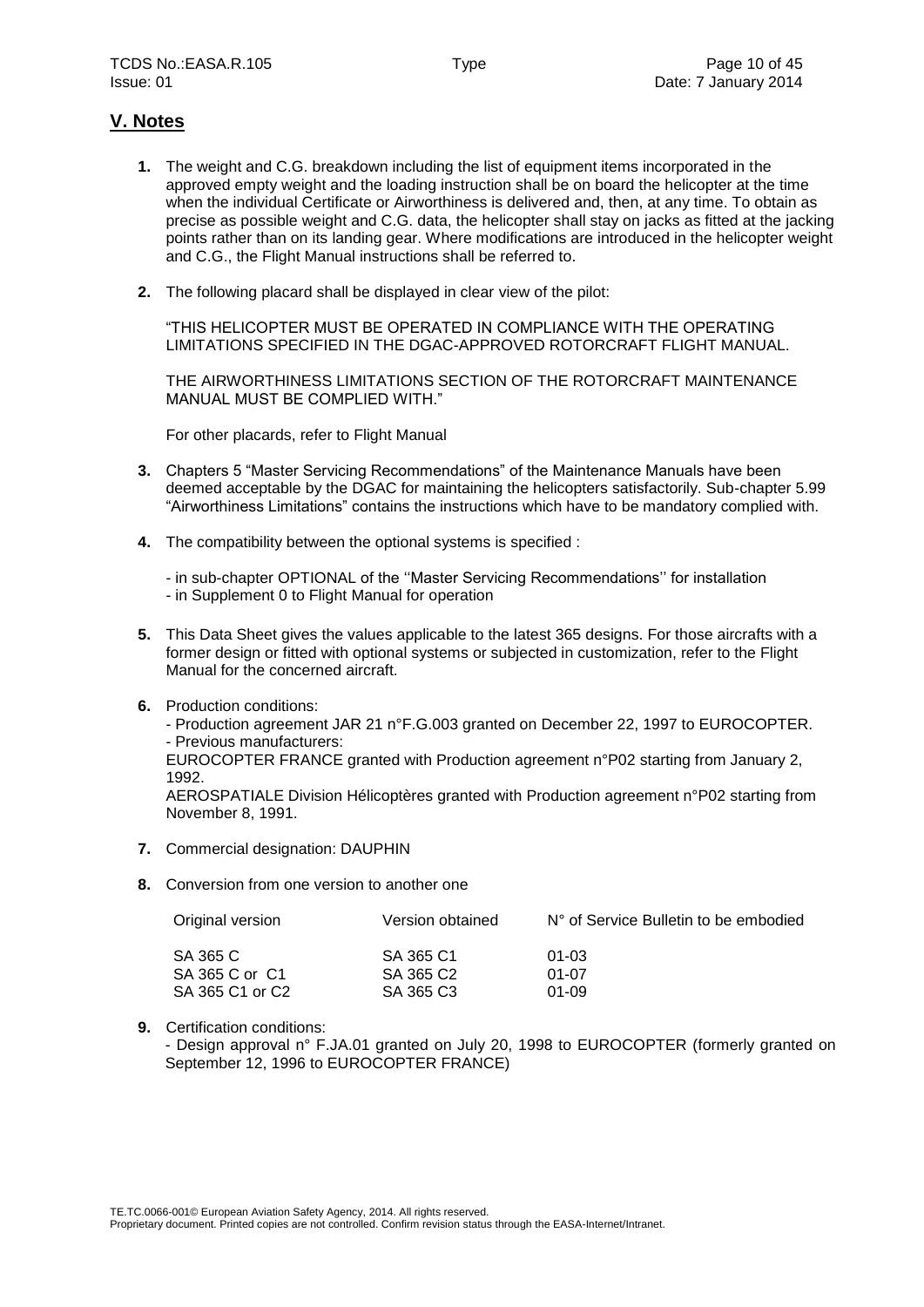## V. Notes

1. The weight and C.G. breakdown including the list of equipment items incorporated in the approved empty weight and the loading instruction shall be on board the helicopter at the time when the individual Certificate or Airworthiness is delivered and, then, at any time. To obtain as precise as possible weight and C.G. data, the helicopter shall stay on jacks as fitted at the jacking points rather than on its landing gear. Where modifications are introduced in the helicopter weight and C.G., the Flight Manual instructions shall be referred to.

2. The following placard shall be displayed in clear view of the pilot:

   "THIS HELICOPTER MUST BE OPERATED IN COMPLIANCE WITH THE OPERATING LIMITATIONS SPECIFIED IN THE DGAC-APPROVED ROTORCRAFT FLIGHT MANUAL.

   THE AIRWORTHINESS LIMITATIONS SECTION OF THE ROTORCRAFT MAINTENANCE MANUAL MUST BE COMPLIED WITH."

   For other placards, refer to Flight Manual

3. Chapters 5 "Master Servicing Recommendations" of the Maintenance Manuals have been deemed acceptable by the DGAC for maintaining the helicopters satisfactorily. Sub-chapter 5.99 "Airworthiness Limitations" contains the instructions which have to be mandatory complied with.

4. The compatibility between the optional systems is specified :

   - in sub-chapter OPTIONAL of the ''Master Servicing Recommendations'' for installation
   - in Supplement 0 to Flight Manual for operation

5. This Data Sheet gives the values applicable to the latest 365 designs. For those aircrafts with a former design or fitted with optional systems or subjected in customization, refer to the Flight Manual for the concerned aircraft.

6. Production conditions:
   - Production agreement JAR 21 n°F.G.003 granted on December 22, 1997 to EUROCOPTER.
   - Previous manufacturers:
   
   EUROCOPTER FRANCE granted with Production agreement n°P02 starting from January 2, 1992.
   
   AEROSPATIALE Division Hélicoptères granted with Production agreement n°P02 starting from November 8, 1991.

7. Commercial designation: DAUPHIN

8. Conversion from one version to another one

| Original version | Version obtained | N° of Service Bulletin to be embodied |
|---|---|---|
| SA 365 C | SA 365 C1 | 01-03 |
| SA 365 C or C1 | SA 365 C2 | 01-07 |
| SA 365 C1 or C2 | SA 365 C3 | 01-09 |

9. Certification conditions:
   - Design approval n° F.JA.01 granted on July 20, 1998 to EUROCOPTER (formerly granted on September 12, 1996 to EUROCOPTER FRANCE)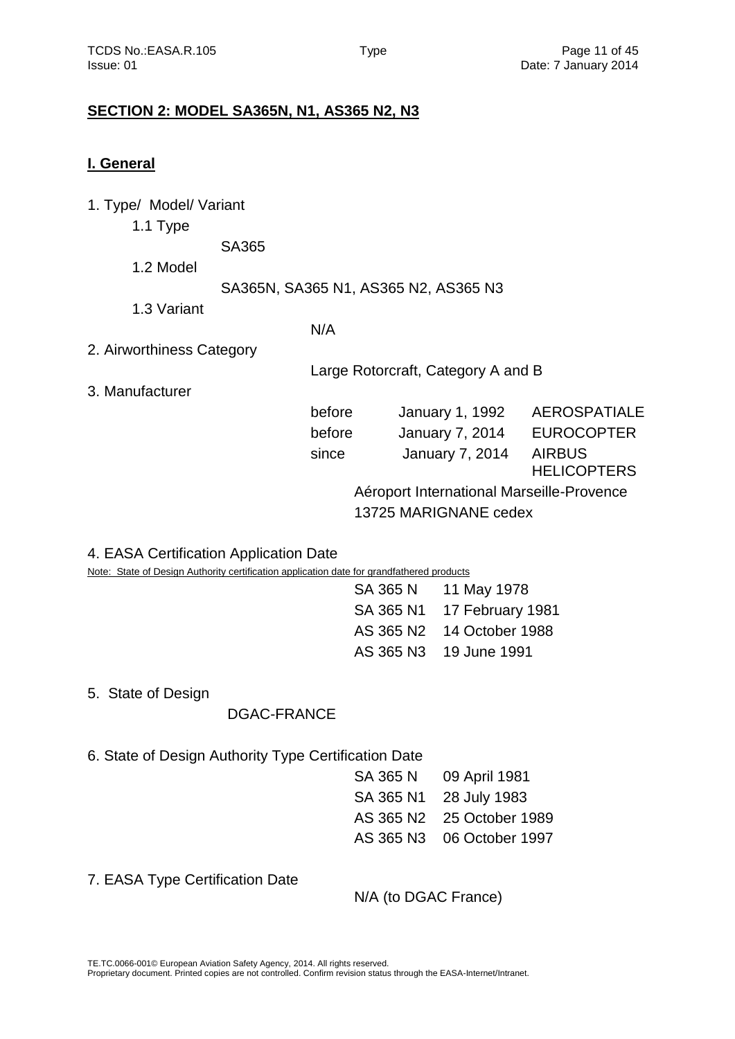## SECTION 2: MODEL SA365N, N1, AS365 N2, N3

### I. General

1. Type/ Model/ Variant
   - 1.1 Type

     SA365
   - 1.2 Model

     SA365N, SA365 N1, AS365 N2, AS365 N3
   - 1.3 Variant

     N/A

2. Airworthiness Category

   Large Rotorcraft, Category A and B

3. Manufacturer

| | | |
|---|---|---|
| before | January 1, 1992 | AEROSPATIALE |
| before | January 7, 2014 | EUROCOPTER |
| since | January 7, 2014 | AIRBUS HELICOPTERS |

   Aéroport International Marseille-Provence
   13725 MARIGNANE cedex

4. EASA Certification Application Date

   Note: State of Design Authority certification application date for grandfathered products

| | |
|---|---|
| SA 365 N | 11 May 1978 |
| SA 365 N1 | 17 February 1981 |
| AS 365 N2 | 14 October 1988 |
| AS 365 N3 | 19 June 1991 |

5. State of Design

   DGAC-FRANCE

6. State of Design Authority Type Certification Date

| | |
|---|---|
| SA 365 N | 09 April 1981 |
| SA 365 N1 | 28 July 1983 |
| AS 365 N2 | 25 October 1989 |
| AS 365 N3 | 06 October 1997 |

7. EASA Type Certification Date

   N/A (to DGAC France)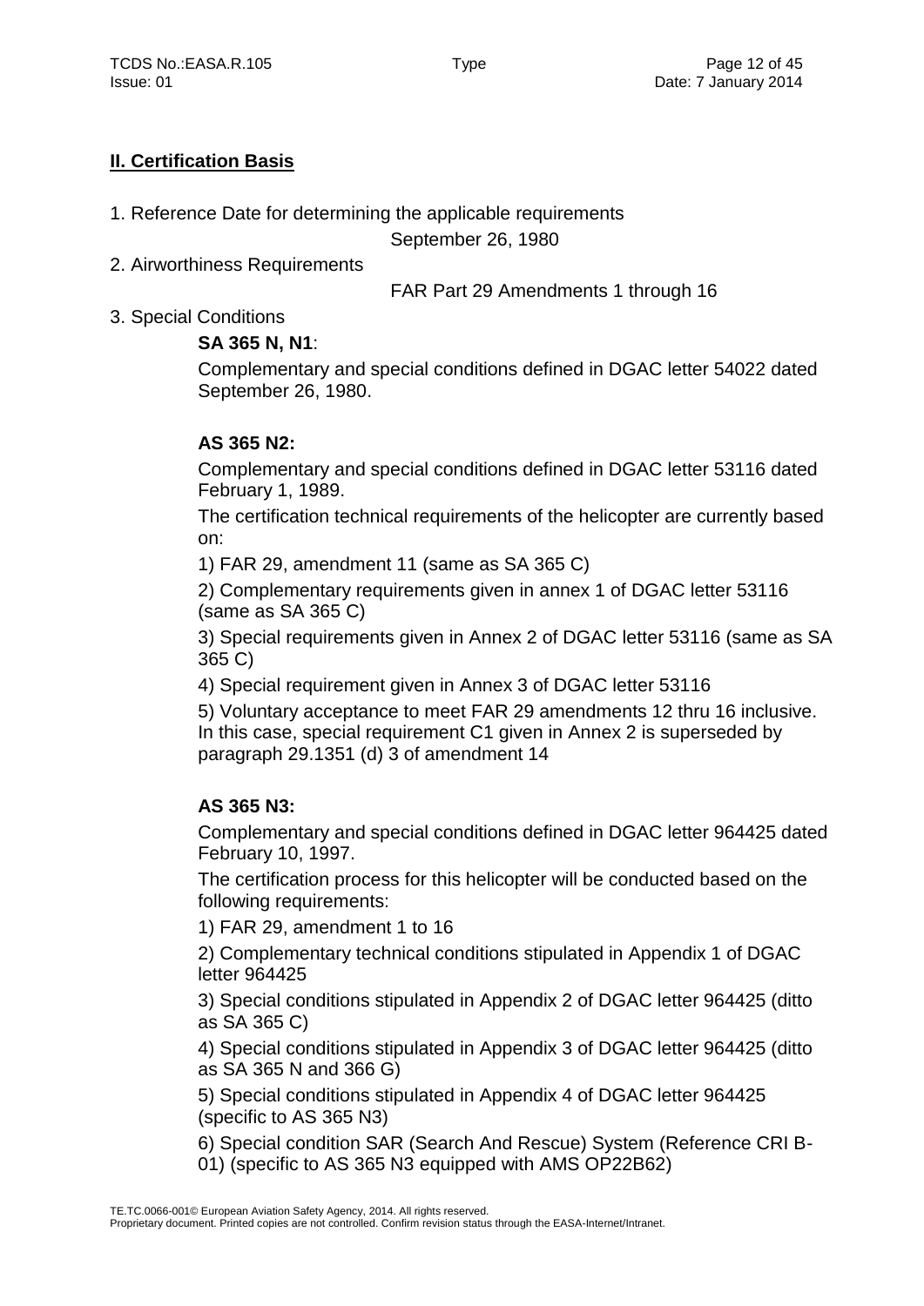## II. Certification Basis

1. Reference Date for determining the applicable requirements

   September 26, 1980

2. Airworthiness Requirements

   FAR Part 29 Amendments 1 through 16

3. Special Conditions

   **SA 365 N, N1**:

   Complementary and special conditions defined in DGAC letter 54022 dated September 26, 1980.

   **AS 365 N2:**

   Complementary and special conditions defined in DGAC letter 53116 dated February 1, 1989.

   The certification technical requirements of the helicopter are currently based on:

   1) FAR 29, amendment 11 (same as SA 365 C)

   2) Complementary requirements given in annex 1 of DGAC letter 53116 (same as SA 365 C)

   3) Special requirements given in Annex 2 of DGAC letter 53116 (same as SA 365 C)

   4) Special requirement given in Annex 3 of DGAC letter 53116

   5) Voluntary acceptance to meet FAR 29 amendments 12 thru 16 inclusive. In this case, special requirement C1 given in Annex 2 is superseded by paragraph 29.1351 (d) 3 of amendment 14

   **AS 365 N3:**

   Complementary and special conditions defined in DGAC letter 964425 dated February 10, 1997.

   The certification process for this helicopter will be conducted based on the following requirements:

   1) FAR 29, amendment 1 to 16

   2) Complementary technical conditions stipulated in Appendix 1 of DGAC letter 964425

   3) Special conditions stipulated in Appendix 2 of DGAC letter 964425 (ditto as SA 365 C)

   4) Special conditions stipulated in Appendix 3 of DGAC letter 964425 (ditto as SA 365 N and 366 G)

   5) Special conditions stipulated in Appendix 4 of DGAC letter 964425 (specific to AS 365 N3)

   6) Special condition SAR (Search And Rescue) System (Reference CRI B-01) (specific to AS 365 N3 equipped with AMS OP22B62)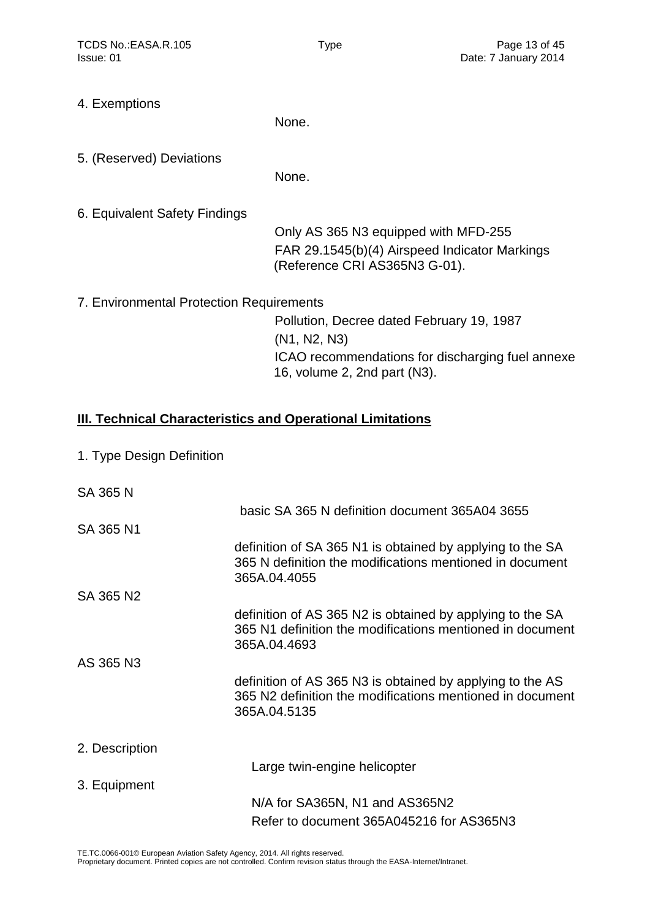4. Exemptions

None.

5. (Reserved) Deviations

None.

6. Equivalent Safety Findings

Only AS 365 N3 equipped with MFD-255

FAR 29.1545(b)(4) Airspeed Indicator Markings (Reference CRI AS365N3 G-01).

7. Environmental Protection Requirements

Pollution, Decree dated February 19, 1987 (N1, N2, N3)

ICAO recommendations for discharging fuel annexe 16, volume 2, 2nd part (N3).

## III. Technical Characteristics and Operational Limitations

1. Type Design Definition

SA 365 N

basic SA 365 N definition document 365A04 3655

SA 365 N1

definition of SA 365 N1 is obtained by applying to the SA 365 N definition the modifications mentioned in document 365A.04.4055

SA 365 N2

definition of AS 365 N2 is obtained by applying to the SA 365 N1 definition the modifications mentioned in document 365A.04.4693

AS 365 N3

definition of AS 365 N3 is obtained by applying to the AS 365 N2 definition the modifications mentioned in document 365A.04.5135

2. Description

Large twin-engine helicopter

3. Equipment

N/A for SA365N, N1 and AS365N2

Refer to document 365A045216 for AS365N3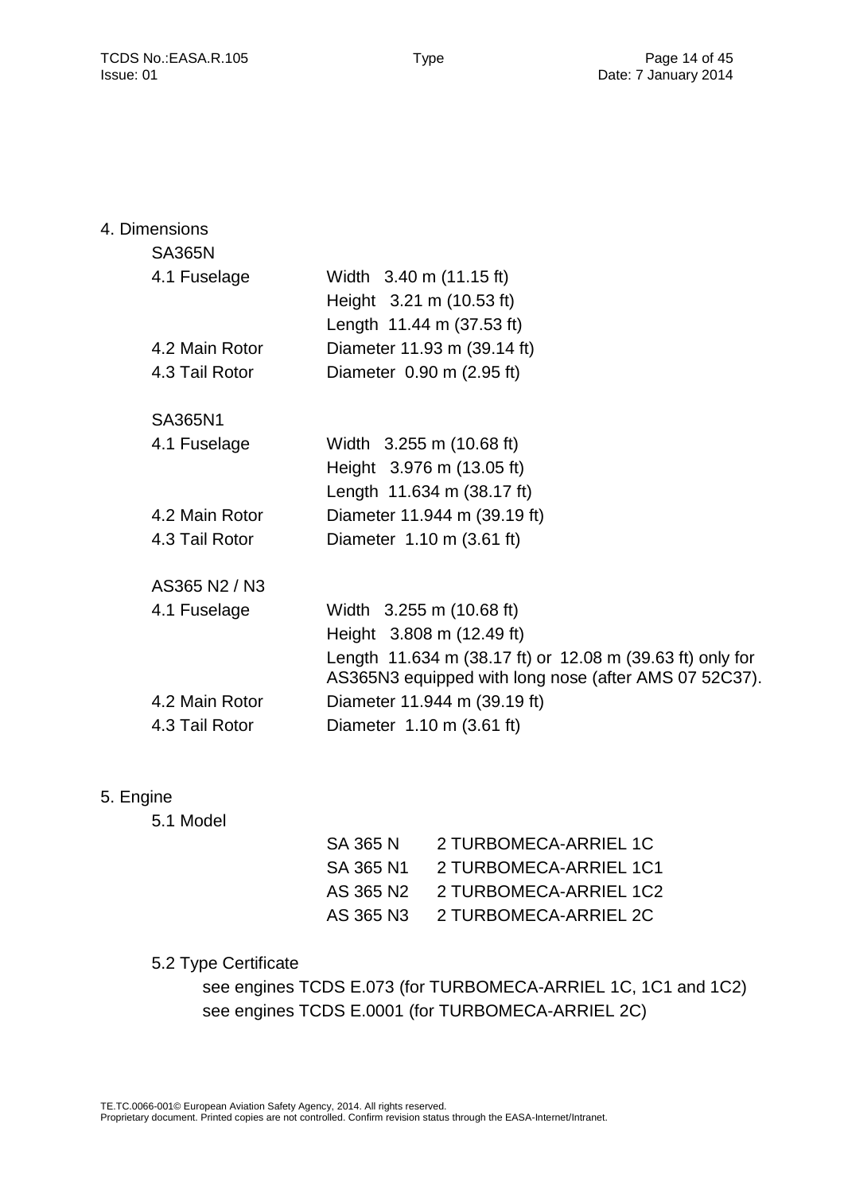## 4. Dimensions

### SA365N

| | |
|---|---|
| 4.1 Fuselage | Width 3.40 m (11.15 ft) |
| | Height 3.21 m (10.53 ft) |
| | Length 11.44 m (37.53 ft) |
| 4.2 Main Rotor | Diameter 11.93 m (39.14 ft) |
| 4.3 Tail Rotor | Diameter 0.90 m (2.95 ft) |

### SA365N1

| | |
|---|---|
| 4.1 Fuselage | Width 3.255 m (10.68 ft) |
| | Height 3.976 m (13.05 ft) |
| | Length 11.634 m (38.17 ft) |
| 4.2 Main Rotor | Diameter 11.944 m (39.19 ft) |
| 4.3 Tail Rotor | Diameter 1.10 m (3.61 ft) |

### AS365 N2 / N3

| | |
|---|---|
| 4.1 Fuselage | Width 3.255 m (10.68 ft) |
| | Height 3.808 m (12.49 ft) |
| | Length 11.634 m (38.17 ft) or 12.08 m (39.63 ft) only for AS365N3 equipped with long nose (after AMS 07 52C37). |
| 4.2 Main Rotor | Diameter 11.944 m (39.19 ft) |
| 4.3 Tail Rotor | Diameter 1.10 m (3.61 ft) |

## 5. Engine

### 5.1 Model

| | |
|---|---|
| SA 365 N | 2 TURBOMECA-ARRIEL 1C |
| SA 365 N1 | 2 TURBOMECA-ARRIEL 1C1 |
| AS 365 N2 | 2 TURBOMECA-ARRIEL 1C2 |
| AS 365 N3 | 2 TURBOMECA-ARRIEL 2C |

### 5.2 Type Certificate

see engines TCDS E.073 (for TURBOMECA-ARRIEL 1C, 1C1 and 1C2)
see engines TCDS E.0001 (for TURBOMECA-ARRIEL 2C)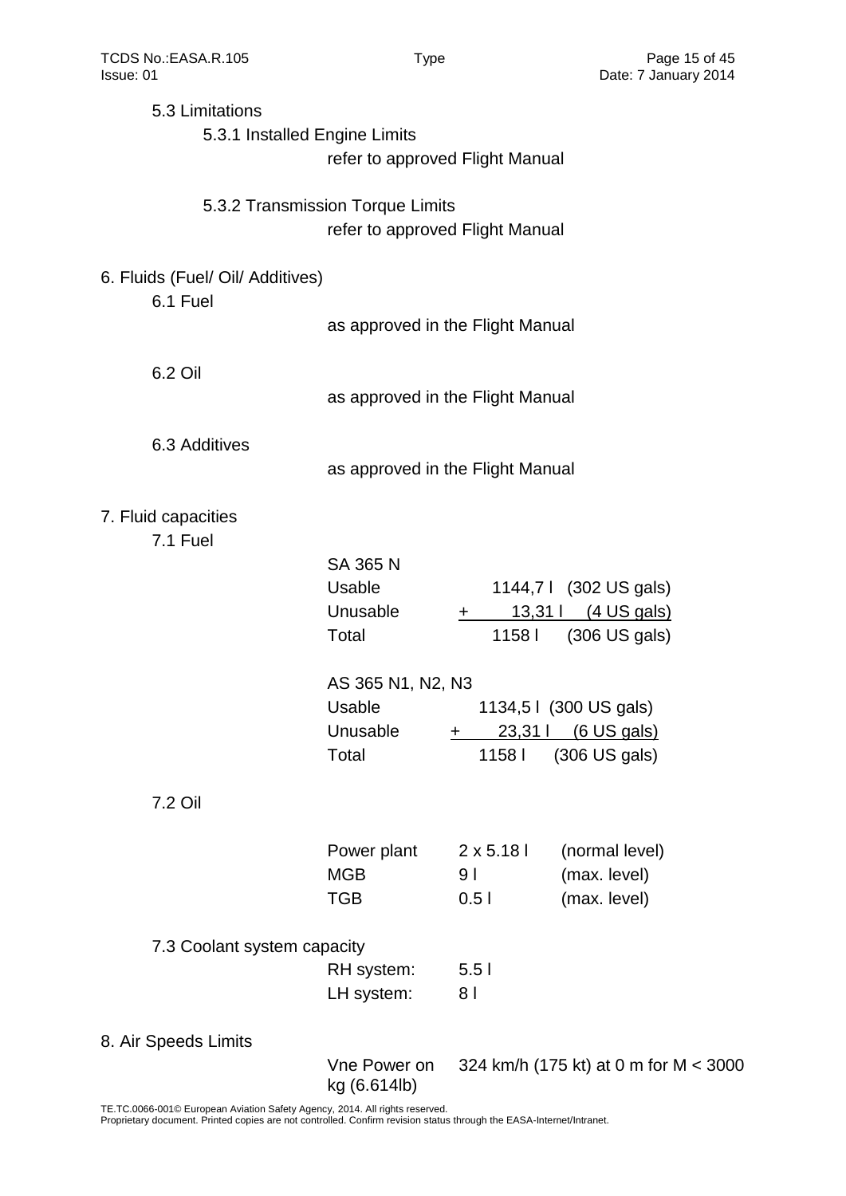### 5.3 Limitations

#### 5.3.1 Installed Engine Limits

refer to approved Flight Manual

#### 5.3.2 Transmission Torque Limits

refer to approved Flight Manual

## 6. Fluids (Fuel/ Oil/ Additives)

### 6.1 Fuel

as approved in the Flight Manual

### 6.2 Oil

as approved in the Flight Manual

### 6.3 Additives

as approved in the Flight Manual

## 7. Fluid capacities

### 7.1 Fuel

SA 365 N

| | | |
|---|---|---|
| Usable | 1144,7 l | (302 US gals) |
| Unusable | + 13,31 l | (4 US gals) |
| Total | 1158 l | (306 US gals) |

AS 365 N1, N2, N3

| | | |
|---|---|---|
| Usable | 1134,5 l | (300 US gals) |
| Unusable | + 23,31 l | (6 US gals) |
| Total | 1158 l | (306 US gals) |

### 7.2 Oil

| | | |
|---|---|---|
| Power plant | 2 x 5.18 l | (normal level) |
| MGB | 9 l | (max. level) |
| TGB | 0.5 l | (max. level) |

### 7.3 Coolant system capacity

| | |
|---|---|
| RH system: | 5.5 l |
| LH system: | 8 l |

## 8. Air Speeds Limits

| | |
|---|---|
| Vne Power on kg (6.614lb) | 324 km/h (175 kt) at 0 m for M < 3000 |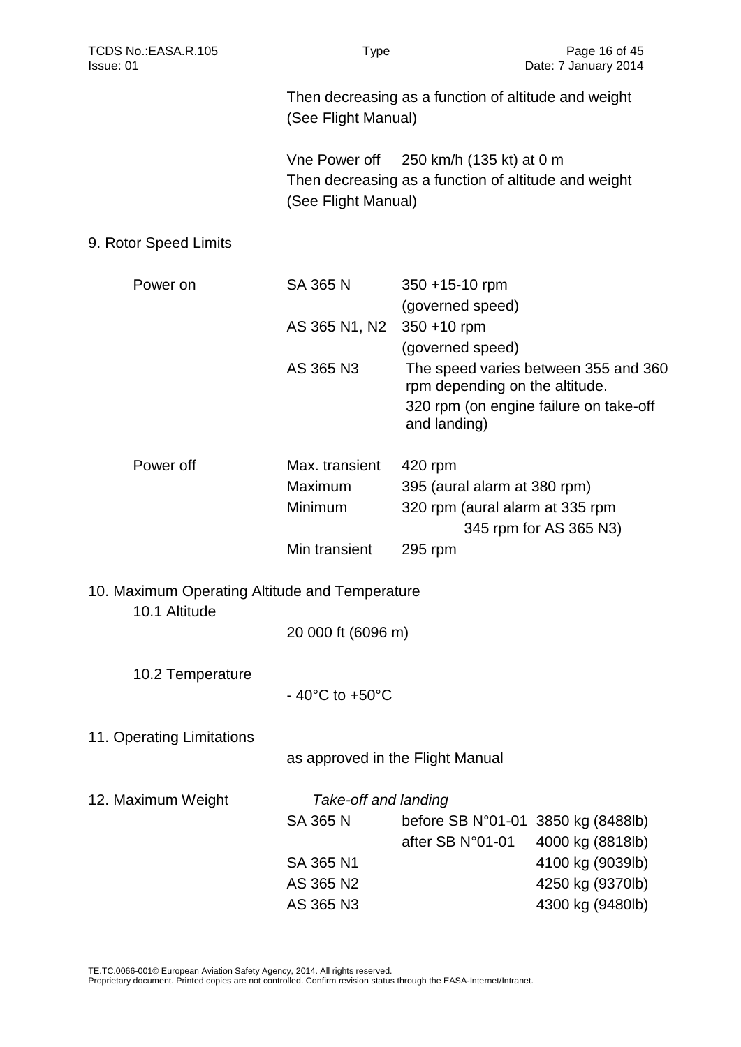Then decreasing as a function of altitude and weight (See Flight Manual)

Vne Power off   250 km/h (135 kt) at 0 m
Then decreasing as a function of altitude and weight (See Flight Manual)

9. Rotor Speed Limits

| | | |
|---|---|---|
| Power on | SA 365 N | 350 +15-10 rpm (governed speed) |
| | AS 365 N1, N2 | 350 +10 rpm (governed speed) |
| | AS 365 N3 | The speed varies between 355 and 360 rpm depending on the altitude. 320 rpm (on engine failure on take-off and landing) |
| Power off | Max. transient | 420 rpm |
| | Maximum | 395 (aural alarm at 380 rpm) |
| | Minimum | 320 rpm (aural alarm at 335 rpm 345 rpm for AS 365 N3) |
| | Min transient | 295 rpm |

10. Maximum Operating Altitude and Temperature

10.1 Altitude

20 000 ft (6096 m)

10.2 Temperature

- 40°C to +50°C

11. Operating Limitations

as approved in the Flight Manual

12. Maximum Weight

*Take-off and landing*

| | | |
|---|---|---|
| SA 365 N | before SB N°01-01 | 3850 kg (8488lb) |
| | after SB N°01-01 | 4000 kg (8818lb) |
| SA 365 N1 | | 4100 kg (9039lb) |
| AS 365 N2 | | 4250 kg (9370lb) |
| AS 365 N3 | | 4300 kg (9480lb) |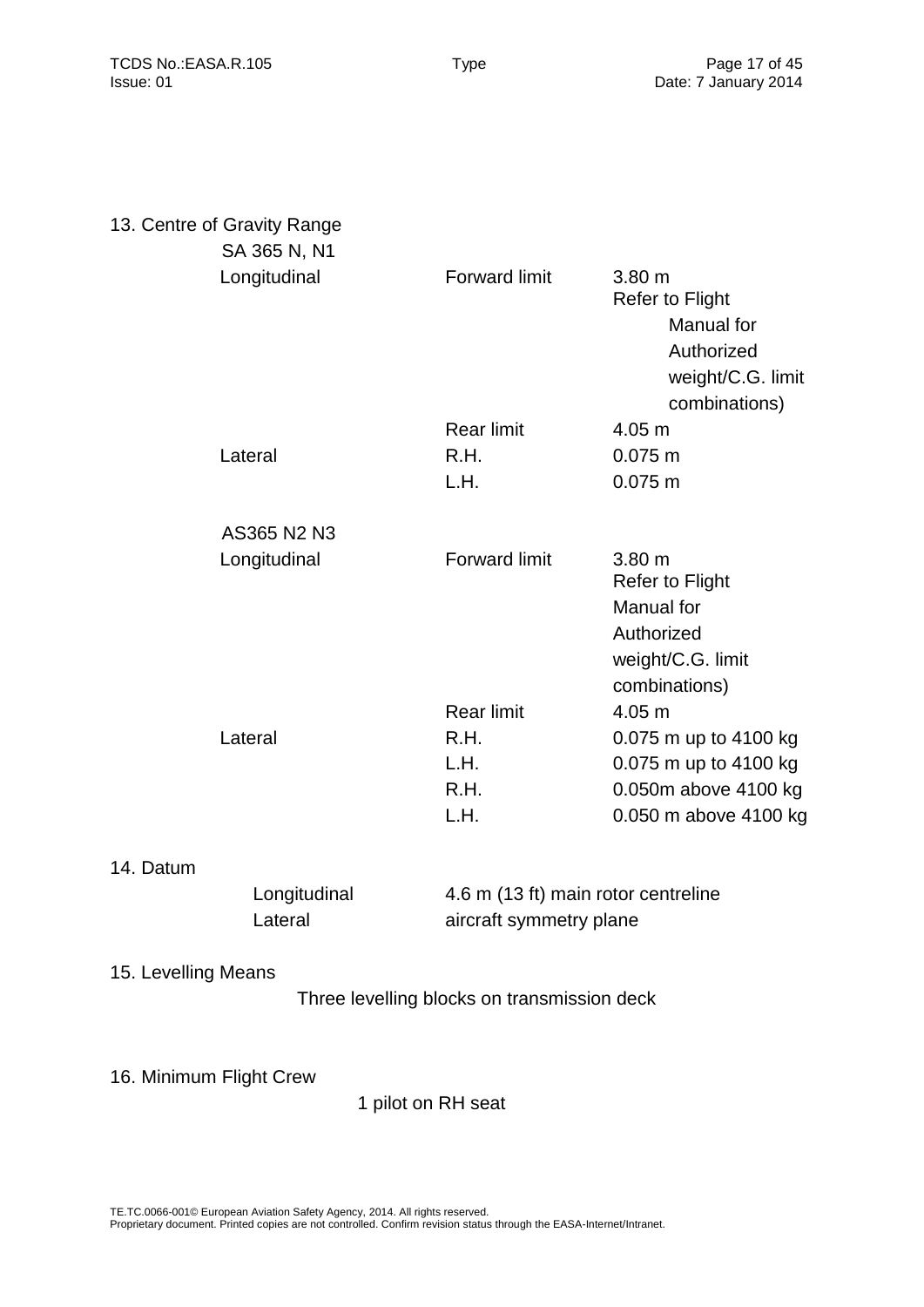## 13. Centre of Gravity Range

**SA 365 N, N1**

| | | |
|---|---|---|
| Longitudinal | Forward limit | 3.80 m Refer to Flight Manual for Authorized weight/C.G. limit combinations) |
| | Rear limit | 4.05 m |
| Lateral | R.H. | 0.075 m |
| | L.H. | 0.075 m |

**AS365 N2 N3**

| | | |
|---|---|---|
| Longitudinal | Forward limit | 3.80 m Refer to Flight Manual for Authorized weight/C.G. limit combinations) |
| | Rear limit | 4.05 m |
| Lateral | R.H. | 0.075 m up to 4100 kg |
| | L.H. | 0.075 m up to 4100 kg |
| | R.H. | 0.050m above 4100 kg |
| | L.H. | 0.050 m above 4100 kg |

## 14. Datum

| | |
|---|---|
| Longitudinal | 4.6 m (13 ft) main rotor centreline |
| Lateral | aircraft symmetry plane |

## 15. Levelling Means

Three levelling blocks on transmission deck

## 16. Minimum Flight Crew

1 pilot on RH seat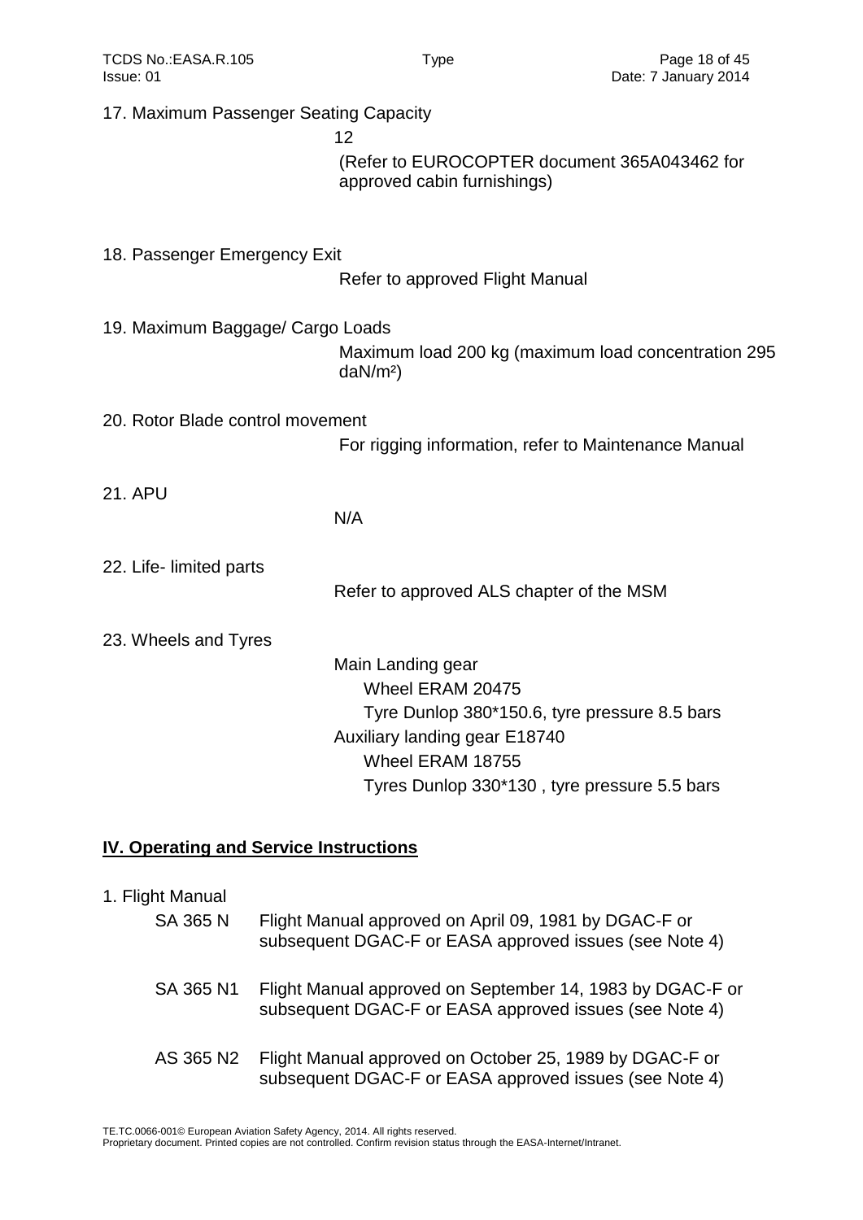17. Maximum Passenger Seating Capacity

12

(Refer to EUROCOPTER document 365A043462 for approved cabin furnishings)

18. Passenger Emergency Exit

Refer to approved Flight Manual

19. Maximum Baggage/ Cargo Loads

Maximum load 200 kg (maximum load concentration 295 daN/m²)

20. Rotor Blade control movement

For rigging information, refer to Maintenance Manual

21. APU

N/A

22. Life- limited parts

Refer to approved ALS chapter of the MSM

23. Wheels and Tyres

Main Landing gear
    Wheel ERAM 20475
    Tyre Dunlop 380*150.6, tyre pressure 8.5 bars
Auxiliary landing gear E18740
    Wheel ERAM 18755
    Tyres Dunlop 330*130 , tyre pressure 5.5 bars

## IV. Operating and Service Instructions

1. Flight Manual

| | |
|---|---|
| SA 365 N | Flight Manual approved on April 09, 1981 by DGAC-F or subsequent DGAC-F or EASA approved issues (see Note 4) |
| SA 365 N1 | Flight Manual approved on September 14, 1983 by DGAC-F or subsequent DGAC-F or EASA approved issues (see Note 4) |
| AS 365 N2 | Flight Manual approved on October 25, 1989 by DGAC-F or subsequent DGAC-F or EASA approved issues (see Note 4) |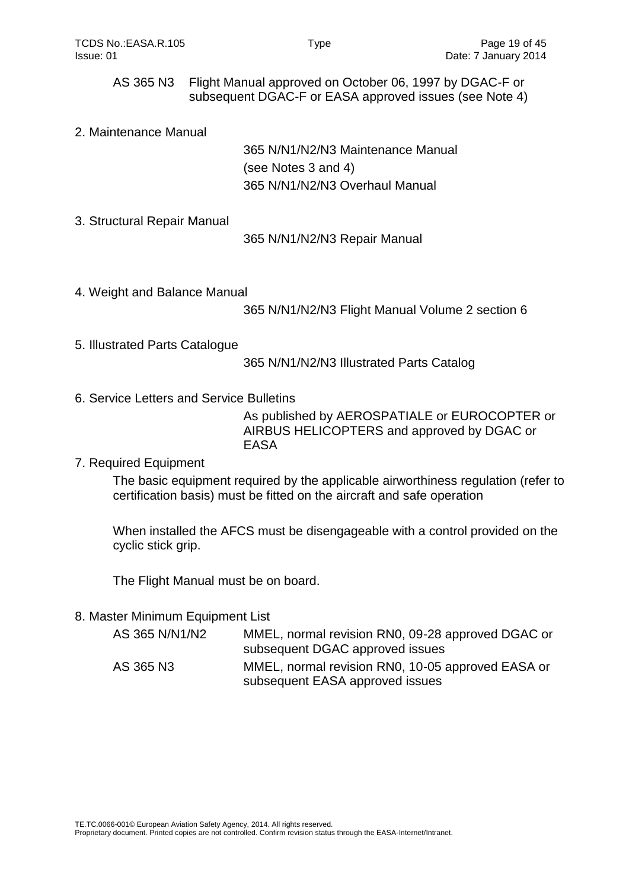| | |
|---|---|
| AS 365 N3 | Flight Manual approved on October 06, 1997 by DGAC-F or subsequent DGAC-F or EASA approved issues (see Note 4) |

2. Maintenance Manual

365 N/N1/N2/N3 Maintenance Manual
(see Notes 3 and 4)
365 N/N1/N2/N3 Overhaul Manual

3. Structural Repair Manual

365 N/N1/N2/N3 Repair Manual

4. Weight and Balance Manual

365 N/N1/N2/N3 Flight Manual Volume 2 section 6

5. Illustrated Parts Catalogue

365 N/N1/N2/N3 Illustrated Parts Catalog

6. Service Letters and Service Bulletins

As published by AEROSPATIALE or EUROCOPTER or AIRBUS HELICOPTERS and approved by DGAC or EASA

7. Required Equipment

The basic equipment required by the applicable airworthiness regulation (refer to certification basis) must be fitted on the aircraft and safe operation

When installed the AFCS must be disengageable with a control provided on the cyclic stick grip.

The Flight Manual must be on board.

8. Master Minimum Equipment List

| | |
|---|---|
| AS 365 N/N1/N2 | MMEL, normal revision RN0, 09-28 approved DGAC or subsequent DGAC approved issues |
| AS 365 N3 | MMEL, normal revision RN0, 10-05 approved EASA or subsequent EASA approved issues |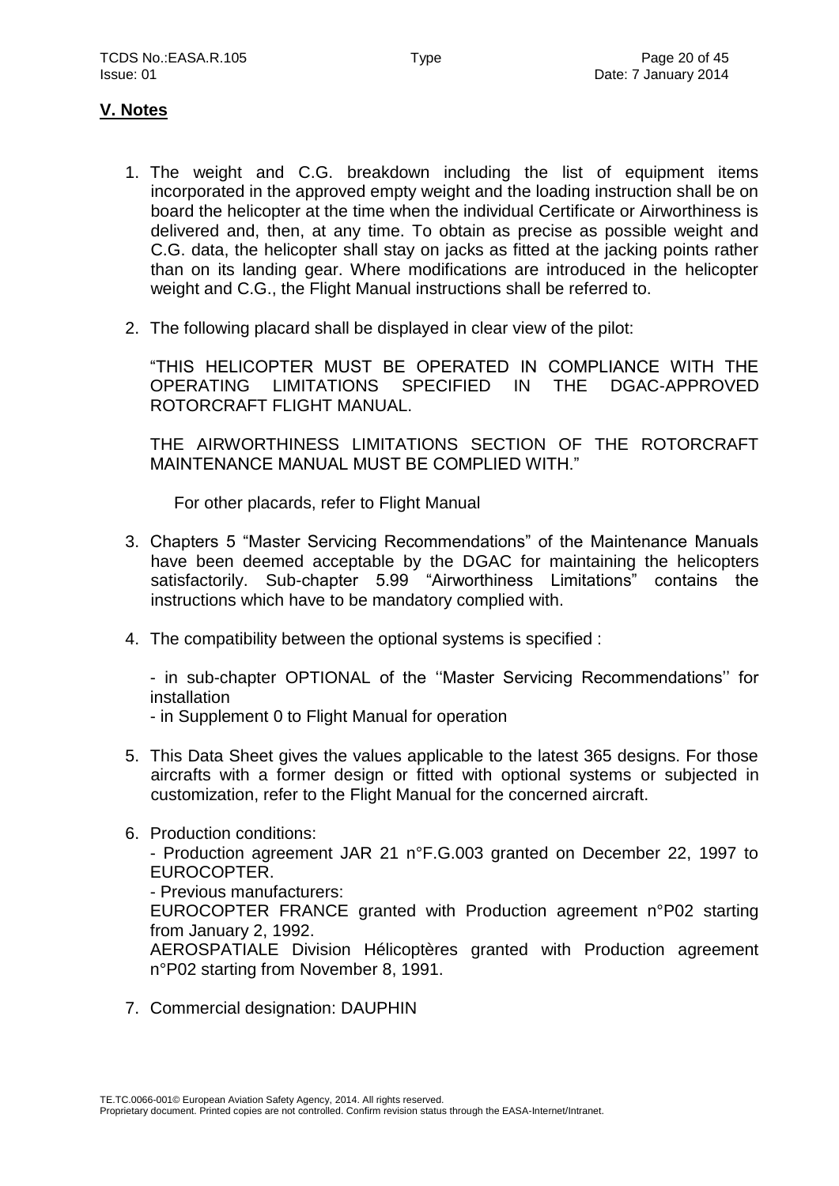## V. Notes

1. The weight and C.G. breakdown including the list of equipment items incorporated in the approved empty weight and the loading instruction shall be on board the helicopter at the time when the individual Certificate or Airworthiness is delivered and, then, at any time. To obtain as precise as possible weight and C.G. data, the helicopter shall stay on jacks as fitted at the jacking points rather than on its landing gear. Where modifications are introduced in the helicopter weight and C.G., the Flight Manual instructions shall be referred to.

2. The following placard shall be displayed in clear view of the pilot:

   "THIS HELICOPTER MUST BE OPERATED IN COMPLIANCE WITH THE OPERATING LIMITATIONS SPECIFIED IN THE DGAC-APPROVED ROTORCRAFT FLIGHT MANUAL.

   THE AIRWORTHINESS LIMITATIONS SECTION OF THE ROTORCRAFT MAINTENANCE MANUAL MUST BE COMPLIED WITH."

   For other placards, refer to Flight Manual

3. Chapters 5 "Master Servicing Recommendations" of the Maintenance Manuals have been deemed acceptable by the DGAC for maintaining the helicopters satisfactorily. Sub-chapter 5.99 "Airworthiness Limitations" contains the instructions which have to be mandatory complied with.

4. The compatibility between the optional systems is specified :

   - in sub-chapter OPTIONAL of the ''Master Servicing Recommendations'' for installation
   - in Supplement 0 to Flight Manual for operation

5. This Data Sheet gives the values applicable to the latest 365 designs. For those aircrafts with a former design or fitted with optional systems or subjected in customization, refer to the Flight Manual for the concerned aircraft.

6. Production conditions:
   - Production agreement JAR 21 n°F.G.003 granted on December 22, 1997 to EUROCOPTER.
   - Previous manufacturers:
   EUROCOPTER FRANCE granted with Production agreement n°P02 starting from January 2, 1992.
   AEROSPATIALE Division Hélicoptères granted with Production agreement n°P02 starting from November 8, 1991.

7. Commercial designation: DAUPHIN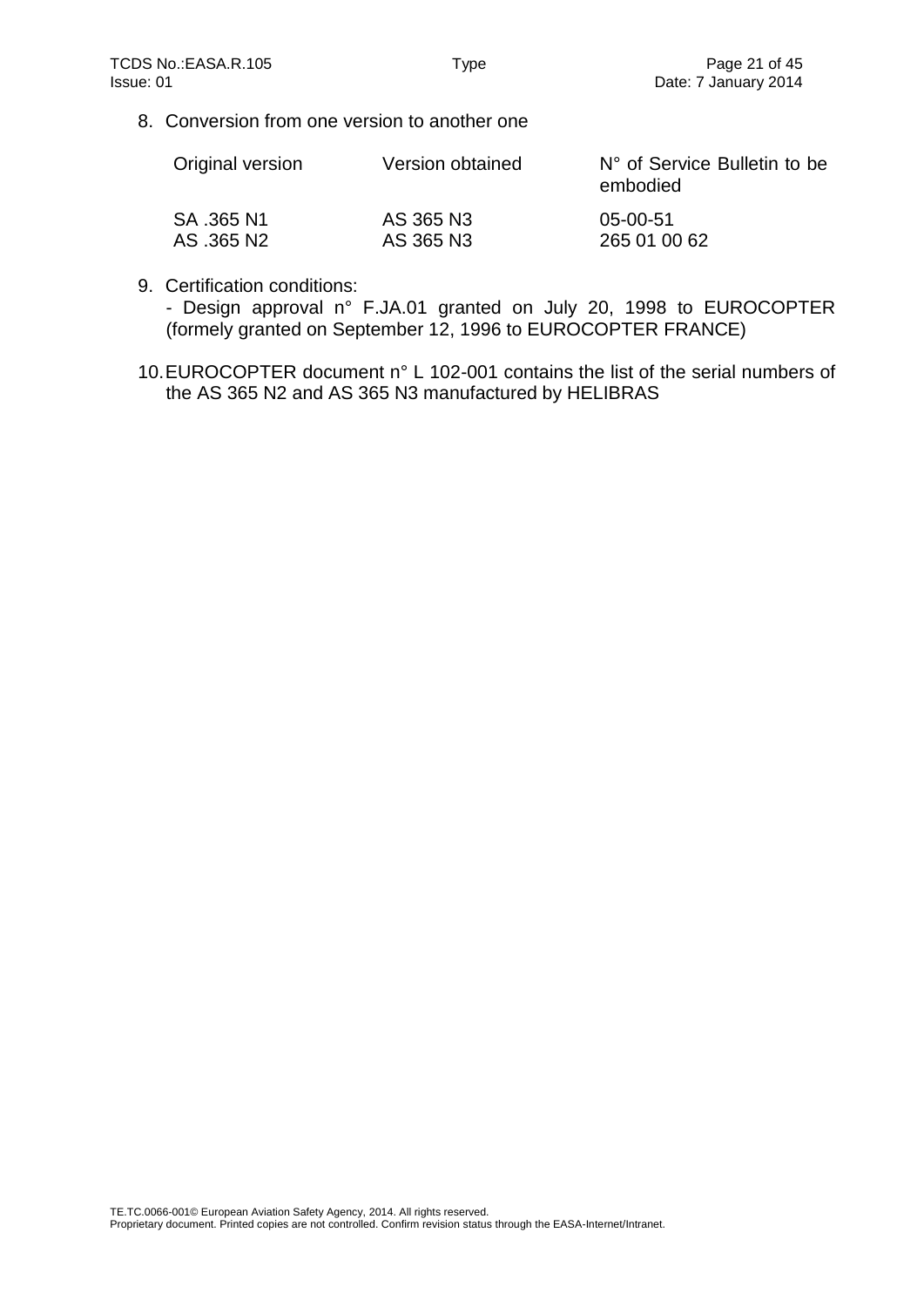8. Conversion from one version to another one

| Original version | Version obtained | N° of Service Bulletin to be embodied |
|---|---|---|
| SA .365 N1 | AS 365 N3 | 05-00-51 |
| AS .365 N2 | AS 365 N3 | 265 01 00 62 |

9. Certification conditions:
   - Design approval n° F.JA.01 granted on July 20, 1998 to EUROCOPTER (formely granted on September 12, 1996 to EUROCOPTER FRANCE)

10. EUROCOPTER document n° L 102-001 contains the list of the serial numbers of the AS 365 N2 and AS 365 N3 manufactured by HELIBRAS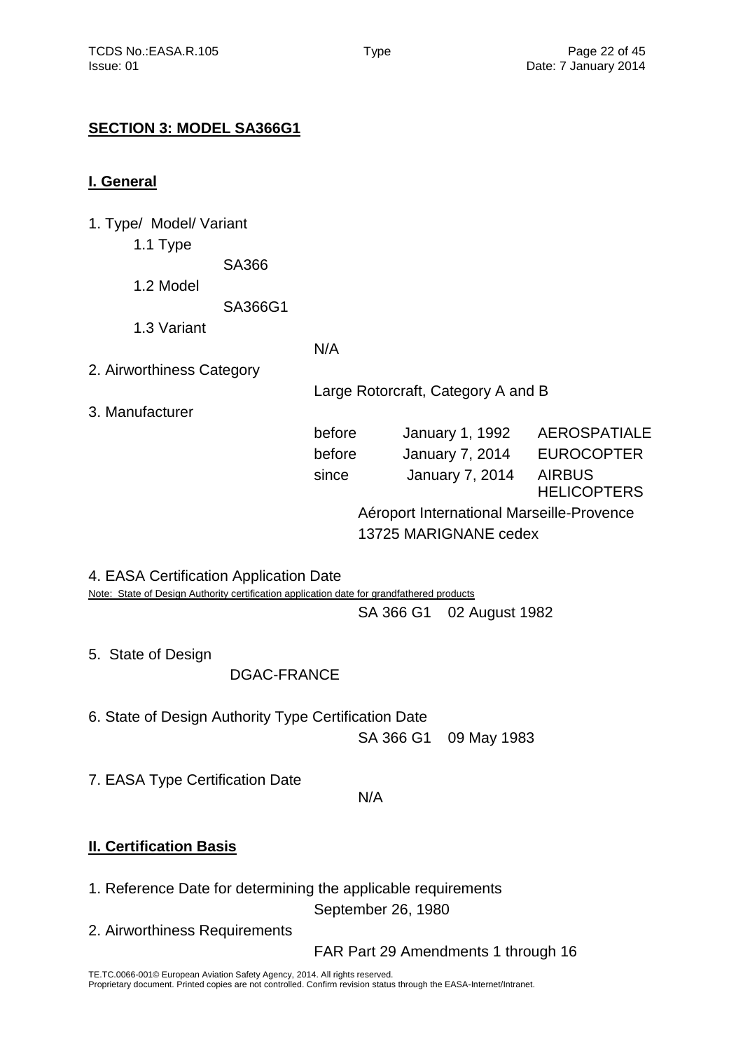## SECTION 3: MODEL SA366G1

### I. General

1. Type/ Model/ Variant
   - 1.1 Type
     - SA366
   - 1.2 Model
     - SA366G1
   - 1.3 Variant
     - N/A

2. Airworthiness Category

   Large Rotorcraft, Category A and B

3. Manufacturer

| | | |
|---|---|---|
| before | January 1, 1992 | AEROSPATIALE |
| before | January 7, 2014 | EUROCOPTER |
| since | January 7, 2014 | AIRBUS HELICOPTERS |

   Aéroport International Marseille-Provence
   13725 MARIGNANE cedex

4. EASA Certification Application Date

   Note: State of Design Authority certification application date for grandfathered products

   SA 366 G1 02 August 1982

5. State of Design

   DGAC-FRANCE

6. State of Design Authority Type Certification Date

   SA 366 G1 09 May 1983

7. EASA Type Certification Date

   N/A

### II. Certification Basis

1. Reference Date for determining the applicable requirements

   September 26, 1980

2. Airworthiness Requirements

   FAR Part 29 Amendments 1 through 16

TE.TC.0066-001© European Aviation Safety Agency, 2014. All rights reserved.
Proprietary document. Printed copies are not controlled. Confirm revision status through the EASA-Internet/Intranet.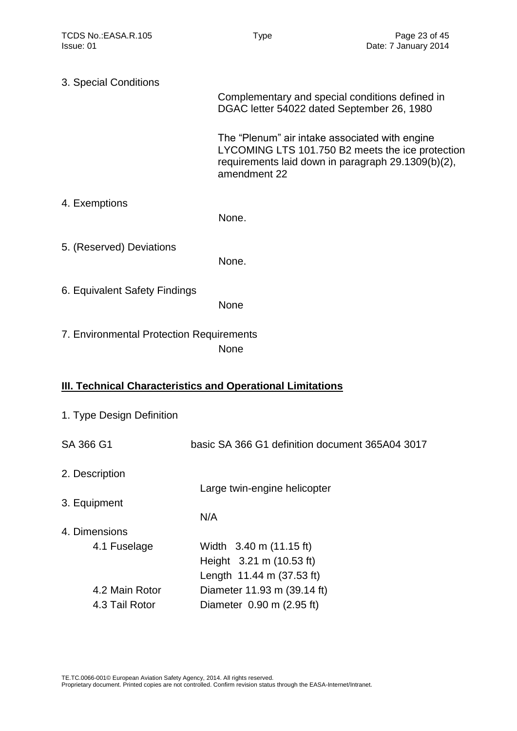3. Special Conditions

Complementary and special conditions defined in DGAC letter 54022 dated September 26, 1980

The "Plenum" air intake associated with engine LYCOMING LTS 101.750 B2 meets the ice protection requirements laid down in paragraph 29.1309(b)(2), amendment 22

4. Exemptions

None.

5. (Reserved) Deviations

None.

6. Equivalent Safety Findings

None

7. Environmental Protection Requirements

None

## III. Technical Characteristics and Operational Limitations

1. Type Design Definition

SA 366 G1 — basic SA 366 G1 definition document 365A04 3017

2. Description

Large twin-engine helicopter

3. Equipment

N/A

4. Dimensions

| | |
|---|---|
| 4.1 Fuselage | Width 3.40 m (11.15 ft) |
| | Height 3.21 m (10.53 ft) |
| | Length 11.44 m (37.53 ft) |
| 4.2 Main Rotor | Diameter 11.93 m (39.14 ft) |
| 4.3 Tail Rotor | Diameter 0.90 m (2.95 ft) |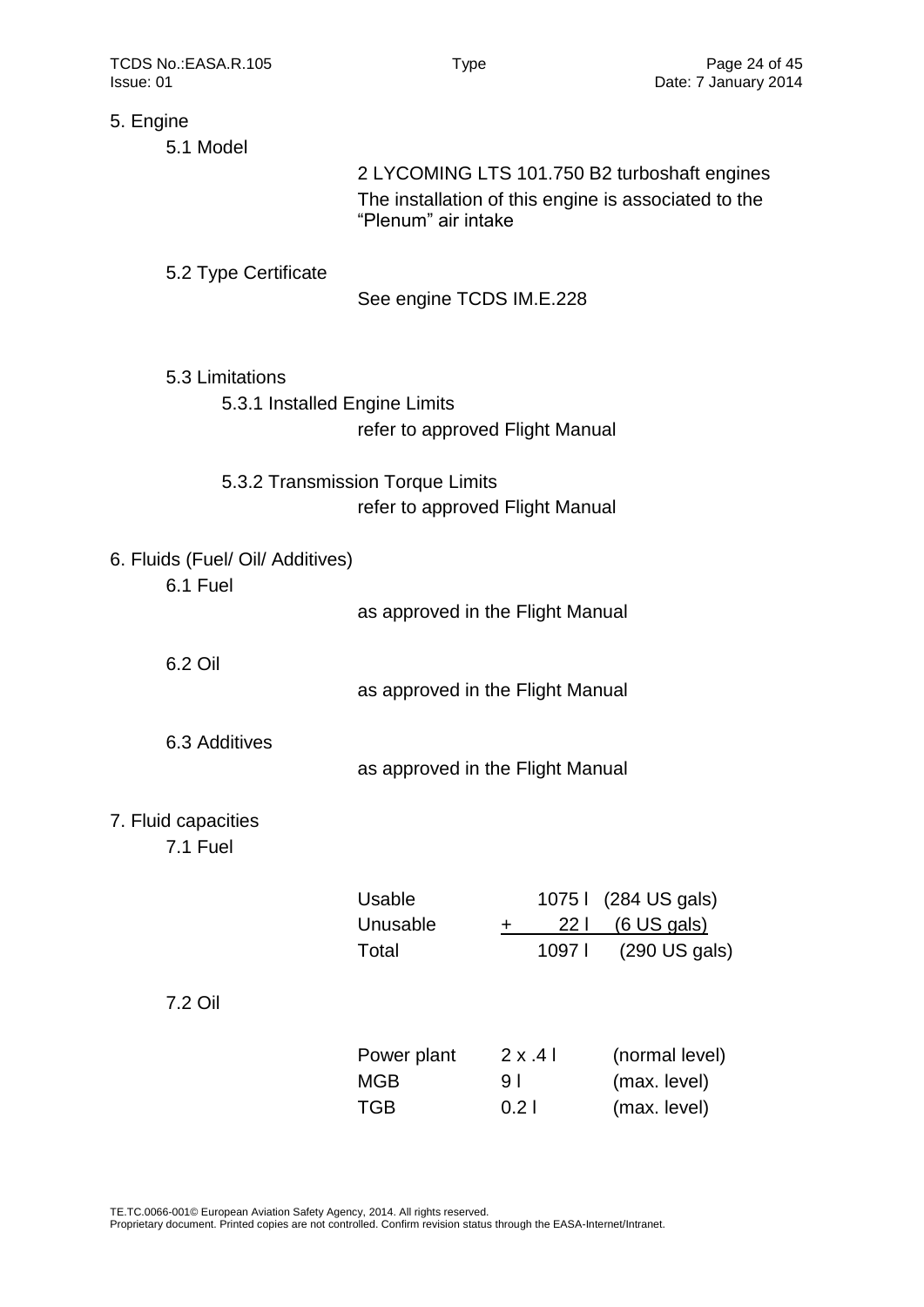# 5. Engine

## 5.1 Model

2 LYCOMING LTS 101.750 B2 turboshaft engines
The installation of this engine is associated to the "Plenum" air intake

## 5.2 Type Certificate

See engine TCDS IM.E.228

## 5.3 Limitations

### 5.3.1 Installed Engine Limits

refer to approved Flight Manual

### 5.3.2 Transmission Torque Limits

refer to approved Flight Manual

# 6. Fluids (Fuel/ Oil/ Additives)

## 6.1 Fuel

as approved in the Flight Manual

## 6.2 Oil

as approved in the Flight Manual

## 6.3 Additives

as approved in the Flight Manual

# 7. Fluid capacities

## 7.1 Fuel

| | | |
|---|---|---|
| Usable | 1075 l | (284 US gals) |
| Unusable | + 22 l | (6 US gals) |
| Total | 1097 l | (290 US gals) |

## 7.2 Oil

| | | |
|---|---|---|
| Power plant | 2 x .4 l | (normal level) |
| MGB | 9 l | (max. level) |
| TGB | 0.2 l | (max. level) |

TE.TC.0066-001© European Aviation Safety Agency, 2014. All rights reserved.
Proprietary document. Printed copies are not controlled. Confirm revision status through the EASA-Internet/Intranet.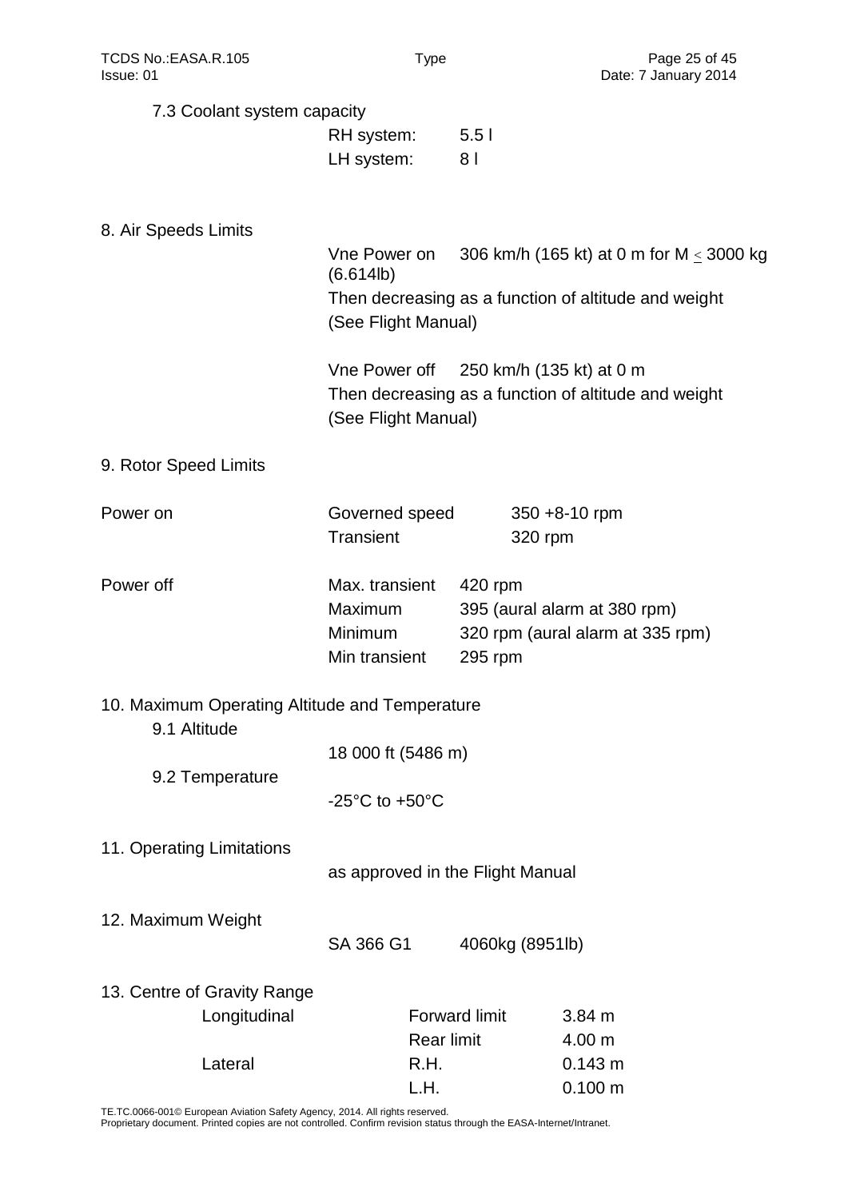7.3 Coolant system capacity

| | |
|---|---|
| RH system: | 5.5 l |
| LH system: | 8 l |

8. Air Speeds Limits

Vne Power on 306 km/h (165 kt) at 0 m for M $\leq$ 3000 kg (6.614lb)
Then decreasing as a function of altitude and weight (See Flight Manual)

Vne Power off 250 km/h (135 kt) at 0 m
Then decreasing as a function of altitude and weight (See Flight Manual)

9. Rotor Speed Limits

| | | |
|---|---|---|
| Power on | Governed speed | 350 +8-10 rpm |
| | Transient | 320 rpm |
| Power off | Max. transient | 420 rpm |
| | Maximum | 395 (aural alarm at 380 rpm) |
| | Minimum | 320 rpm (aural alarm at 335 rpm) |
| | Min transient | 295 rpm |

10. Maximum Operating Altitude and Temperature

9.1 Altitude
18 000 ft (5486 m)

9.2 Temperature
-25°C to +50°C

11. Operating Limitations

as approved in the Flight Manual

12. Maximum Weight

SA 366 G1 4060kg (8951lb)

13. Centre of Gravity Range

| | | |
|---|---|---|
| Longitudinal | Forward limit | 3.84 m |
| | Rear limit | 4.00 m |
| Lateral | R.H. | 0.143 m |
| | L.H. | 0.100 m |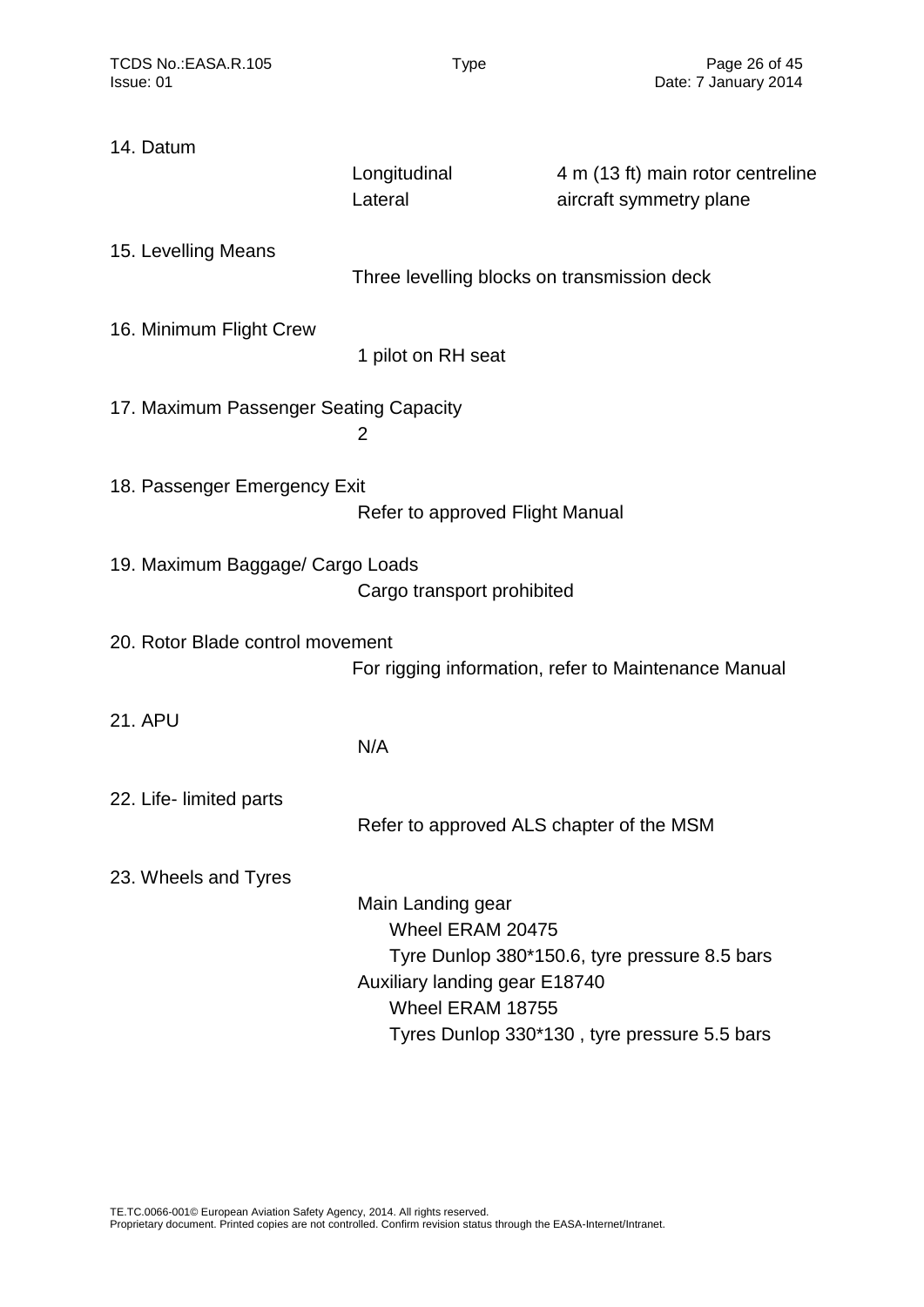14. Datum

Longitudinal 4 m (13 ft) main rotor centreline
Lateral aircraft symmetry plane

15. Levelling Means

Three levelling blocks on transmission deck

16. Minimum Flight Crew

1 pilot on RH seat

17. Maximum Passenger Seating Capacity

2

18. Passenger Emergency Exit

Refer to approved Flight Manual

19. Maximum Baggage/ Cargo Loads

Cargo transport prohibited

20. Rotor Blade control movement

For rigging information, refer to Maintenance Manual

21. APU

N/A

22. Life- limited parts

Refer to approved ALS chapter of the MSM

23. Wheels and Tyres

Main Landing gear
- Wheel ERAM 20475
- Tyre Dunlop 380*150.6, tyre pressure 8.5 bars

Auxiliary landing gear E18740
- Wheel ERAM 18755
- Tyres Dunlop 330*130 , tyre pressure 5.5 bars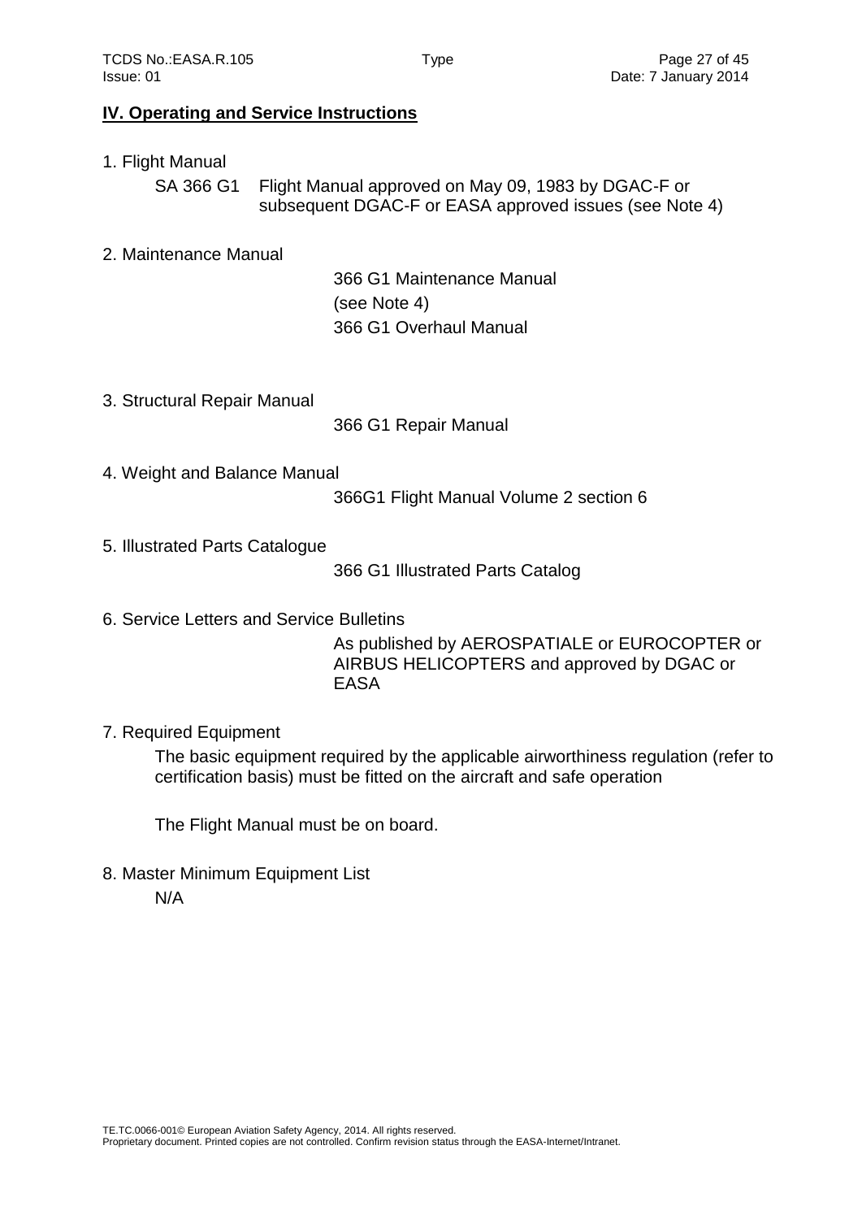## IV. Operating and Service Instructions

1. Flight Manual

   SA 366 G1 Flight Manual approved on May 09, 1983 by DGAC-F or subsequent DGAC-F or EASA approved issues (see Note 4)

2. Maintenance Manual

   366 G1 Maintenance Manual
   (see Note 4)
   366 G1 Overhaul Manual

3. Structural Repair Manual

   366 G1 Repair Manual

4. Weight and Balance Manual

   366G1 Flight Manual Volume 2 section 6

5. Illustrated Parts Catalogue

   366 G1 Illustrated Parts Catalog

6. Service Letters and Service Bulletins

   As published by AEROSPATIALE or EUROCOPTER or AIRBUS HELICOPTERS and approved by DGAC or EASA

7. Required Equipment

   The basic equipment required by the applicable airworthiness regulation (refer to certification basis) must be fitted on the aircraft and safe operation

   The Flight Manual must be on board.

8. Master Minimum Equipment List

   N/A

TE.TC.0066-001© European Aviation Safety Agency, 2014. All rights reserved.
Proprietary document. Printed copies are not controlled. Confirm revision status through the EASA-Internet/Intranet.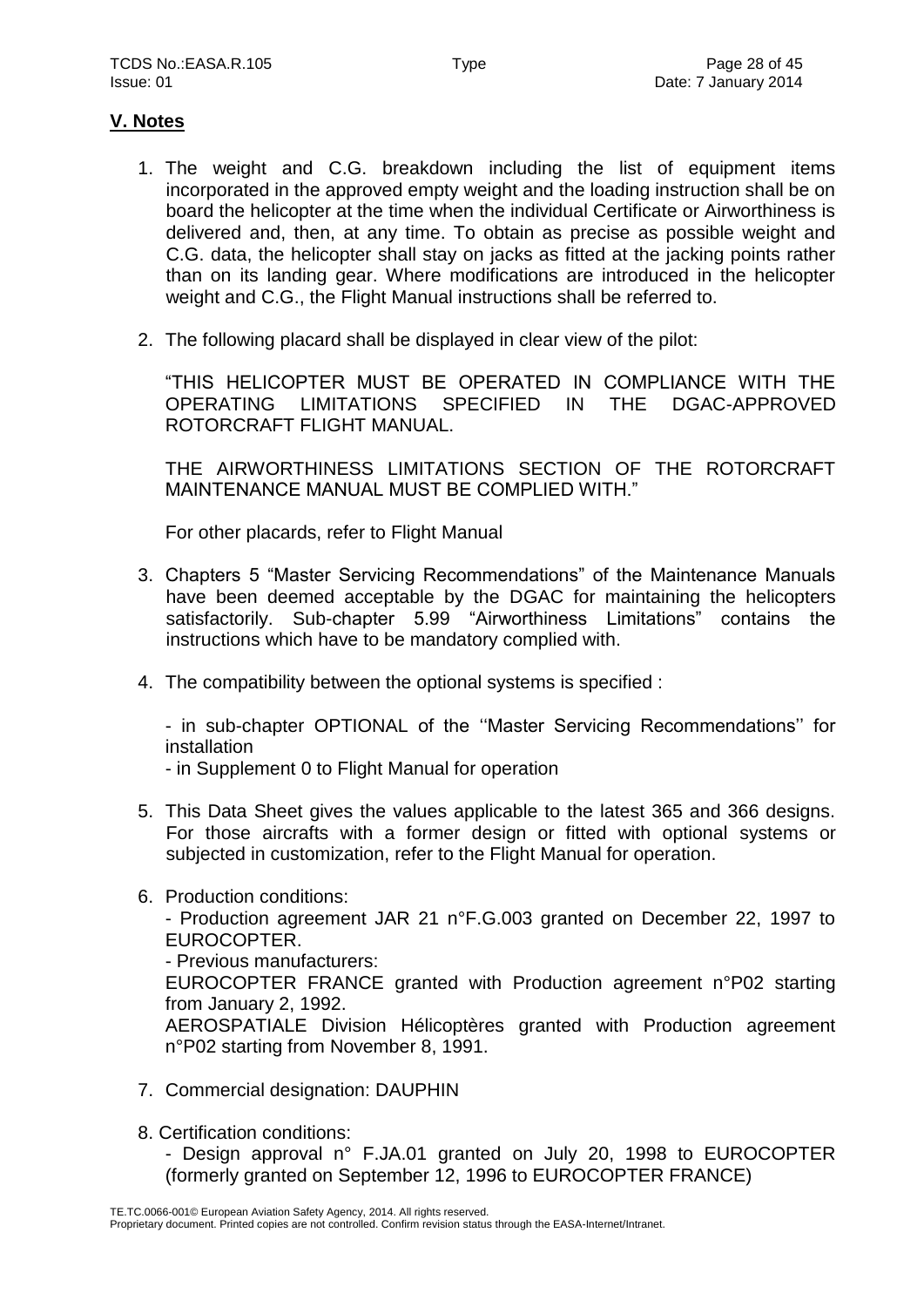## V. Notes

1. The weight and C.G. breakdown including the list of equipment items incorporated in the approved empty weight and the loading instruction shall be on board the helicopter at the time when the individual Certificate or Airworthiness is delivered and, then, at any time. To obtain as precise as possible weight and C.G. data, the helicopter shall stay on jacks as fitted at the jacking points rather than on its landing gear. Where modifications are introduced in the helicopter weight and C.G., the Flight Manual instructions shall be referred to.

2. The following placard shall be displayed in clear view of the pilot:

   "THIS HELICOPTER MUST BE OPERATED IN COMPLIANCE WITH THE OPERATING LIMITATIONS SPECIFIED IN THE DGAC-APPROVED ROTORCRAFT FLIGHT MANUAL.

   THE AIRWORTHINESS LIMITATIONS SECTION OF THE ROTORCRAFT MAINTENANCE MANUAL MUST BE COMPLIED WITH."

   For other placards, refer to Flight Manual

3. Chapters 5 "Master Servicing Recommendations" of the Maintenance Manuals have been deemed acceptable by the DGAC for maintaining the helicopters satisfactorily. Sub-chapter 5.99 "Airworthiness Limitations" contains the instructions which have to be mandatory complied with.

4. The compatibility between the optional systems is specified :

   - in sub-chapter OPTIONAL of the ''Master Servicing Recommendations'' for installation
   - in Supplement 0 to Flight Manual for operation

5. This Data Sheet gives the values applicable to the latest 365 and 366 designs. For those aircrafts with a former design or fitted with optional systems or subjected in customization, refer to the Flight Manual for operation.

6. Production conditions:
   - Production agreement JAR 21 n°F.G.003 granted on December 22, 1997 to EUROCOPTER.
   - Previous manufacturers:
   EUROCOPTER FRANCE granted with Production agreement n°P02 starting from January 2, 1992.
   AEROSPATIALE Division Hélicoptères granted with Production agreement n°P02 starting from November 8, 1991.

7. Commercial designation: DAUPHIN

8. Certification conditions:
   - Design approval n° F.JA.01 granted on July 20, 1998 to EUROCOPTER (formerly granted on September 12, 1996 to EUROCOPTER FRANCE)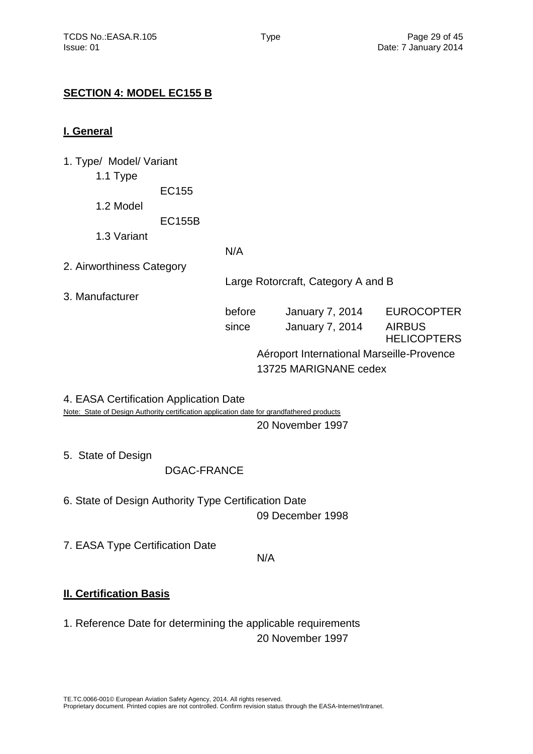## SECTION 4: MODEL EC155 B

### I. General

1. Type/ Model/ Variant
   - 1.1 Type
     - EC155
   - 1.2 Model
     - EC155B
   - 1.3 Variant
     - N/A
2. Airworthiness Category

   Large Rotorcraft, Category A and B

3. Manufacturer

| | | |
|---|---|---|
| before | January 7, 2014 | EUROCOPTER |
| since | January 7, 2014 | AIRBUS HELICOPTERS |

   Aéroport International Marseille-Provence
   13725 MARIGNANE cedex

4. EASA Certification Application Date

   Note: State of Design Authority certification application date for grandfathered products

   20 November 1997

5. State of Design

   DGAC-FRANCE

6. State of Design Authority Type Certification Date

   09 December 1998

7. EASA Type Certification Date

   N/A

### II. Certification Basis

1. Reference Date for determining the applicable requirements

   20 November 1997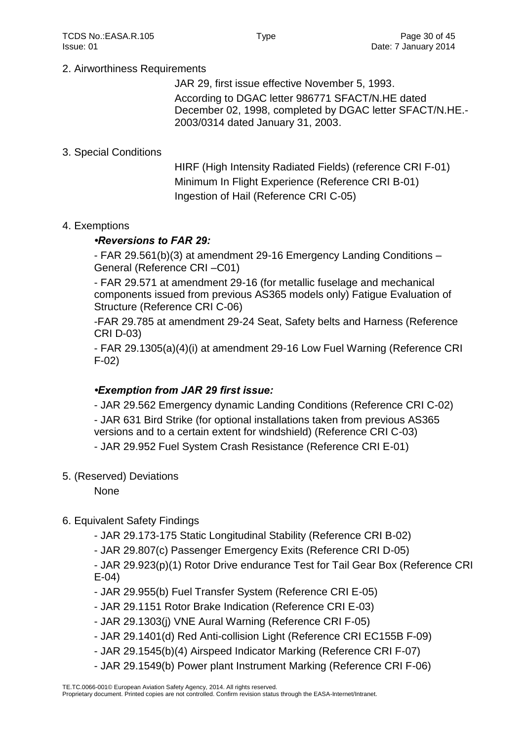2. Airworthiness Requirements

JAR 29, first issue effective November 5, 1993.

According to DGAC letter 986771 SFACT/N.HE dated December 02, 1998, completed by DGAC letter SFACT/N.HE.-2003/0314 dated January 31, 2003.

3. Special Conditions

HIRF (High Intensity Radiated Fields) (reference CRI F-01)

Minimum In Flight Experience (Reference CRI B-01)

Ingestion of Hail (Reference CRI C-05)

4. Exemptions

***•Reversions to FAR 29:***

- FAR 29.561(b)(3) at amendment 29-16 Emergency Landing Conditions – General (Reference CRI –C01)
- FAR 29.571 at amendment 29-16 (for metallic fuselage and mechanical components issued from previous AS365 models only) Fatigue Evaluation of Structure (Reference CRI C-06)
- FAR 29.785 at amendment 29-24 Seat, Safety belts and Harness (Reference CRI D-03)
- FAR 29.1305(a)(4)(i) at amendment 29-16 Low Fuel Warning (Reference CRI F-02)

***•Exemption from JAR 29 first issue:***

- JAR 29.562 Emergency dynamic Landing Conditions (Reference CRI C-02)
- JAR 631 Bird Strike (for optional installations taken from previous AS365 versions and to a certain extent for windshield) (Reference CRI C-03)
- JAR 29.952 Fuel System Crash Resistance (Reference CRI E-01)

5. (Reserved) Deviations

None

6. Equivalent Safety Findings

- JAR 29.173-175 Static Longitudinal Stability (Reference CRI B-02)
- JAR 29.807(c) Passenger Emergency Exits (Reference CRI D-05)
- JAR 29.923(p)(1) Rotor Drive endurance Test for Tail Gear Box (Reference CRI E-04)
- JAR 29.955(b) Fuel Transfer System (Reference CRI E-05)
- JAR 29.1151 Rotor Brake Indication (Reference CRI E-03)
- JAR 29.1303(j) VNE Aural Warning (Reference CRI F-05)
- JAR 29.1401(d) Red Anti-collision Light (Reference CRI EC155B F-09)
- JAR 29.1545(b)(4) Airspeed Indicator Marking (Reference CRI F-07)
- JAR 29.1549(b) Power plant Instrument Marking (Reference CRI F-06)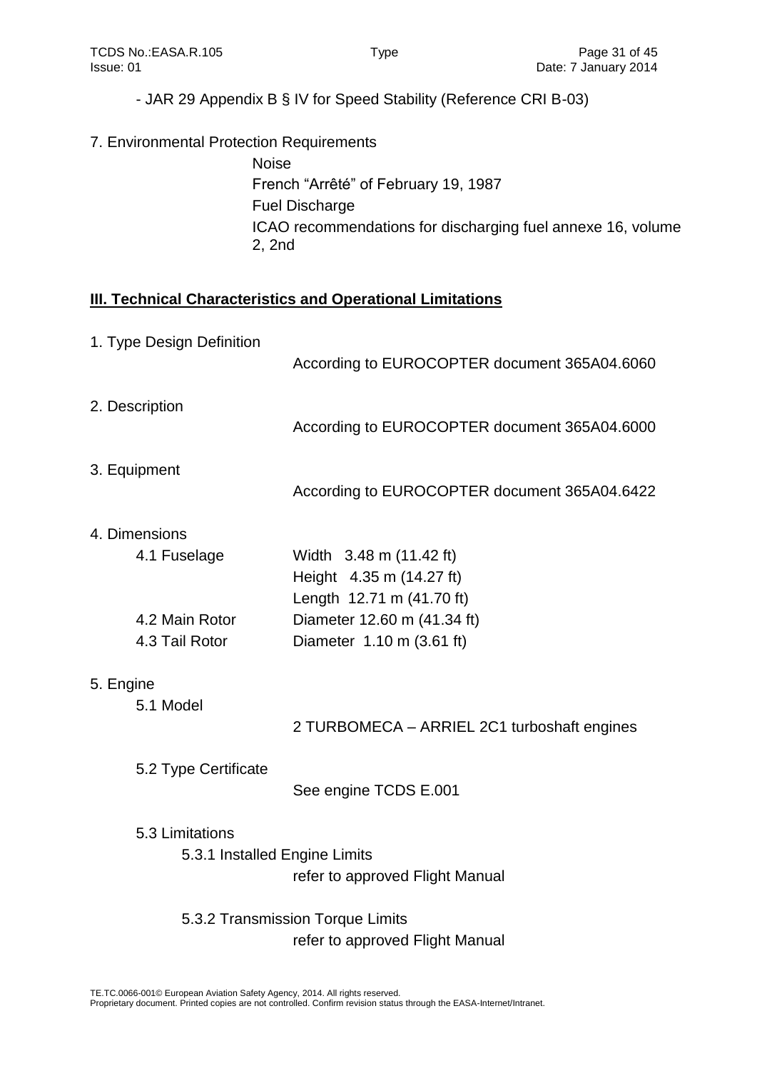- JAR 29 Appendix B § IV for Speed Stability (Reference CRI B-03)

7. Environmental Protection Requirements

   Noise
   French "Arrêté" of February 19, 1987
   Fuel Discharge
   ICAO recommendations for discharging fuel annexe 16, volume 2, 2nd

## III. Technical Characteristics and Operational Limitations

1. Type Design Definition

   According to EUROCOPTER document 365A04.6060

2. Description

   According to EUROCOPTER document 365A04.6000

3. Equipment

   According to EUROCOPTER document 365A04.6422

4. Dimensions

| | |
|---|---|
| 4.1 Fuselage | Width 3.48 m (11.42 ft) |
| | Height 4.35 m (14.27 ft) |
| | Length 12.71 m (41.70 ft) |
| 4.2 Main Rotor | Diameter 12.60 m (41.34 ft) |
| 4.3 Tail Rotor | Diameter 1.10 m (3.61 ft) |

5. Engine

   5.1 Model

   2 TURBOMECA – ARRIEL 2C1 turboshaft engines

   5.2 Type Certificate

   See engine TCDS E.001

   5.3 Limitations

   5.3.1 Installed Engine Limits

   refer to approved Flight Manual

   5.3.2 Transmission Torque Limits

   refer to approved Flight Manual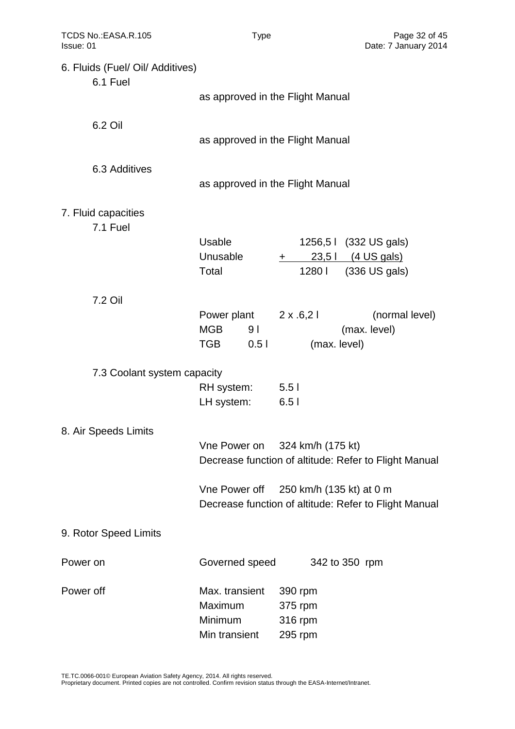## 6. Fluids (Fuel/ Oil/ Additives)

### 6.1 Fuel

as approved in the Flight Manual

### 6.2 Oil

as approved in the Flight Manual

### 6.3 Additives

as approved in the Flight Manual

## 7. Fluid capacities

### 7.1 Fuel

| | | |
|---|---|---|
| Usable | 1256,5 l | (332 US gals) |
| Unusable | + 23,5 l | (4 US gals) |
| Total | 1280 l | (336 US gals) |

### 7.2 Oil

| | | |
|---|---|---|
| Power plant | 2 x .6,2 l | (normal level) |
| MGB | 9 l | (max. level) |
| TGB | 0.5 l | (max. level) |

### 7.3 Coolant system capacity

| | |
|---|---|
| RH system: | 5.5 l |
| LH system: | 6.5 l |

## 8. Air Speeds Limits

Vne Power on 324 km/h (175 kt)
Decrease function of altitude: Refer to Flight Manual

Vne Power off 250 km/h (135 kt) at 0 m
Decrease function of altitude: Refer to Flight Manual

## 9. Rotor Speed Limits

| | | |
|---|---|---|
| Power on | Governed speed | 342 to 350 rpm |
| Power off | Max. transient | 390 rpm |
| | Maximum | 375 rpm |
| | Minimum | 316 rpm |
| | Min transient | 295 rpm |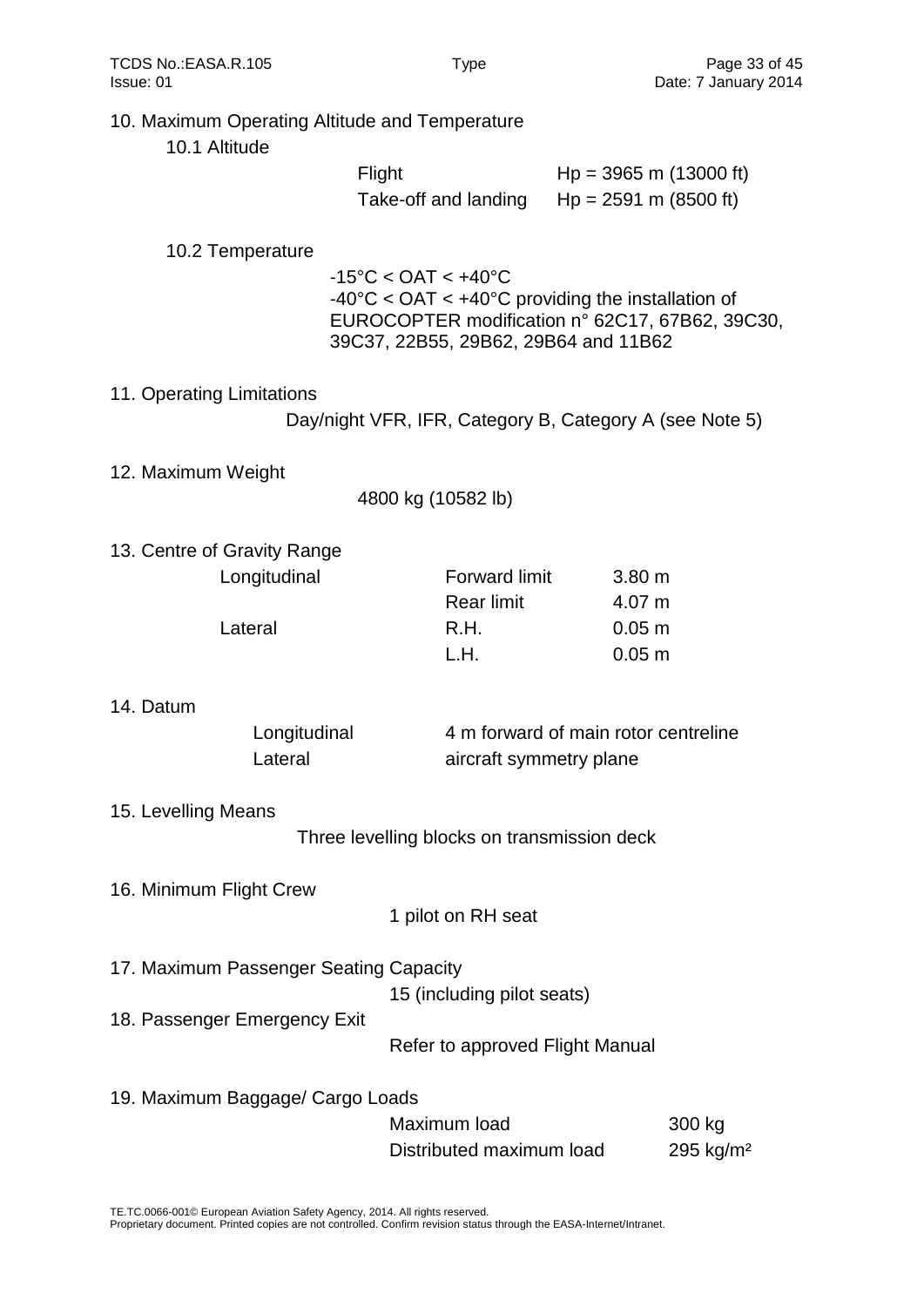10. Maximum Operating Altitude and Temperature

10.1 Altitude

| | |
|---|---|
| Flight | Hp = 3965 m (13000 ft) |
| Take-off and landing | Hp = 2591 m (8500 ft) |

10.2 Temperature

-15°C < OAT < +40°C
-40°C < OAT < +40°C providing the installation of EUROCOPTER modification n° 62C17, 67B62, 39C30, 39C37, 22B55, 29B62, 29B64 and 11B62

11. Operating Limitations

Day/night VFR, IFR, Category B, Category A (see Note 5)

12. Maximum Weight

4800 kg (10582 lb)

13. Centre of Gravity Range

| | | |
|---|---|---|
| Longitudinal | Forward limit | 3.80 m |
| | Rear limit | 4.07 m |
| Lateral | R.H. | 0.05 m |
| | L.H. | 0.05 m |

14. Datum

| | |
|---|---|
| Longitudinal | 4 m forward of main rotor centreline |
| Lateral | aircraft symmetry plane |

15. Levelling Means

Three levelling blocks on transmission deck

16. Minimum Flight Crew

1 pilot on RH seat

17. Maximum Passenger Seating Capacity

15 (including pilot seats)

18. Passenger Emergency Exit

Refer to approved Flight Manual

19. Maximum Baggage/ Cargo Loads

| | |
|---|---|
| Maximum load | 300 kg |
| Distributed maximum load | 295 kg/m² |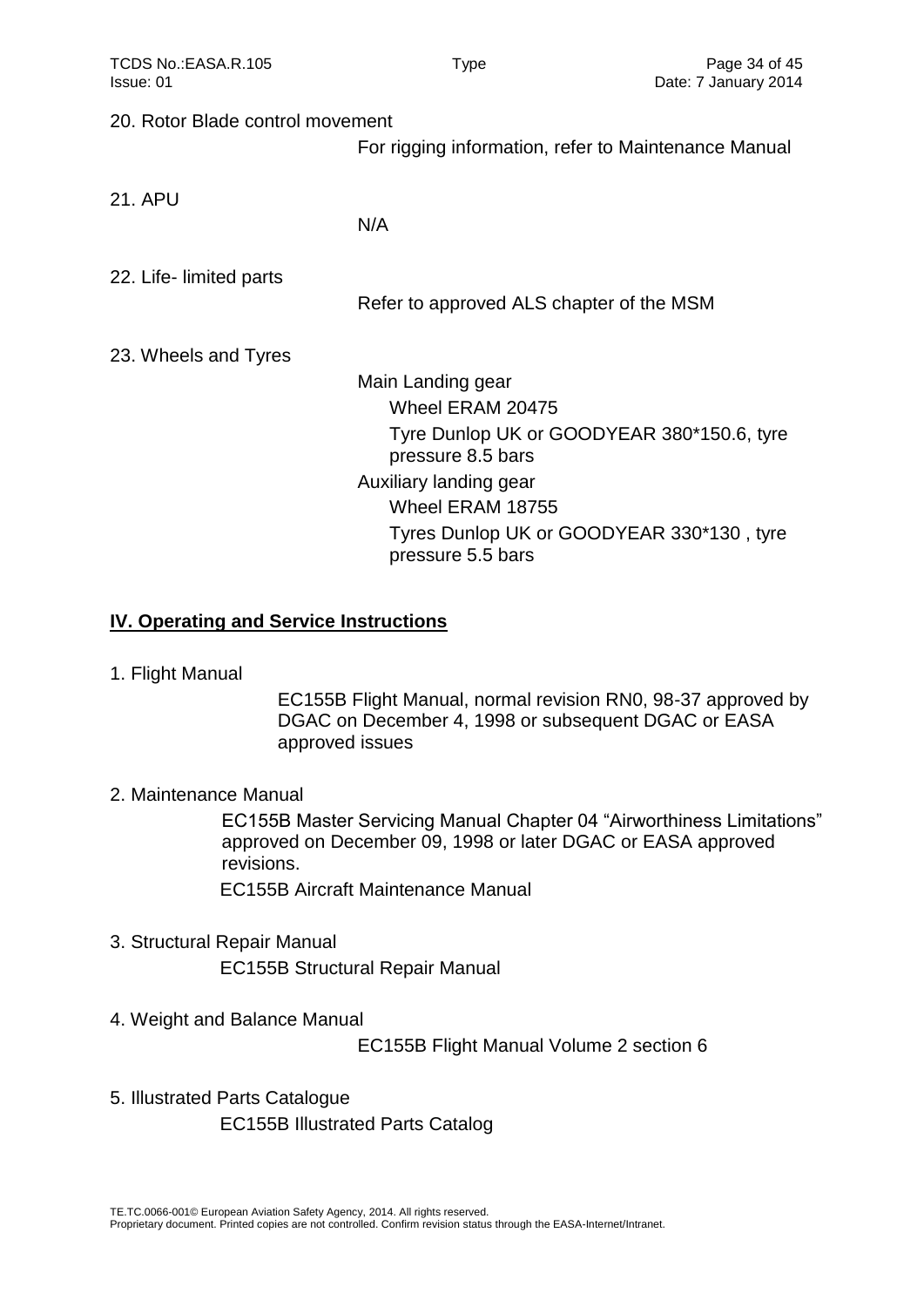20. Rotor Blade control movement

For rigging information, refer to Maintenance Manual

21. APU

N/A

22. Life- limited parts

Refer to approved ALS chapter of the MSM

23. Wheels and Tyres

Main Landing gear

Wheel ERAM 20475

Tyre Dunlop UK or GOODYEAR 380*150.6, tyre pressure 8.5 bars

Auxiliary landing gear

Wheel ERAM 18755

Tyres Dunlop UK or GOODYEAR 330*130 , tyre pressure 5.5 bars

## IV. Operating and Service Instructions

1. Flight Manual

EC155B Flight Manual, normal revision RN0, 98-37 approved by DGAC on December 4, 1998 or subsequent DGAC or EASA approved issues

2. Maintenance Manual

EC155B Master Servicing Manual Chapter 04 “Airworthiness Limitations” approved on December 09, 1998 or later DGAC or EASA approved revisions.

EC155B Aircraft Maintenance Manual

3. Structural Repair Manual

EC155B Structural Repair Manual

4. Weight and Balance Manual

EC155B Flight Manual Volume 2 section 6

5. Illustrated Parts Catalogue

EC155B Illustrated Parts Catalog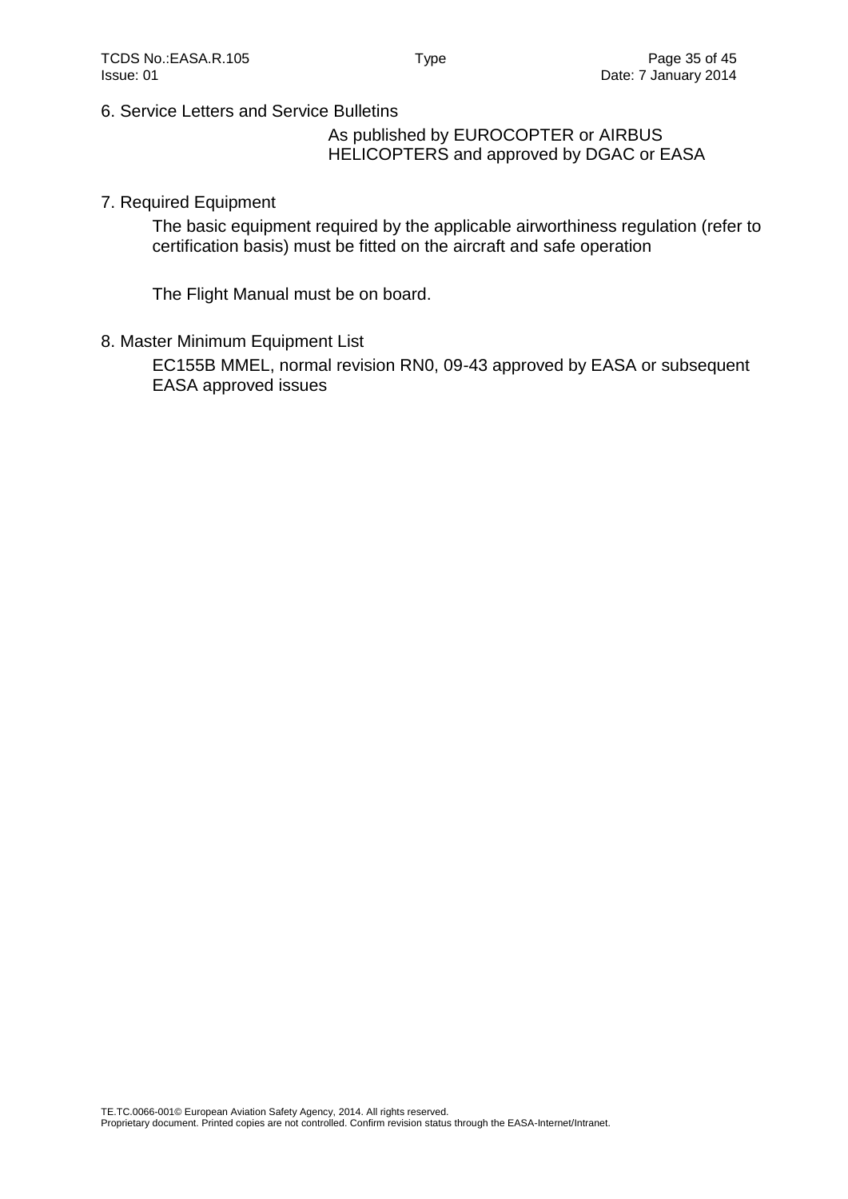6. Service Letters and Service Bulletins

As published by EUROCOPTER or AIRBUS HELICOPTERS and approved by DGAC or EASA

7. Required Equipment

The basic equipment required by the applicable airworthiness regulation (refer to certification basis) must be fitted on the aircraft and safe operation

The Flight Manual must be on board.

8. Master Minimum Equipment List

EC155B MMEL, normal revision RN0, 09-43 approved by EASA or subsequent EASA approved issues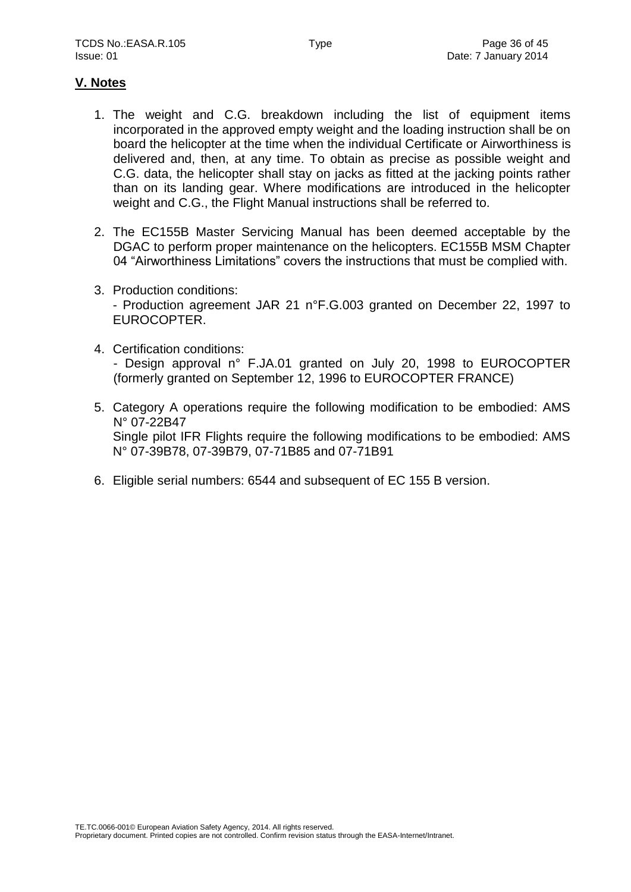## V. Notes

1. The weight and C.G. breakdown including the list of equipment items incorporated in the approved empty weight and the loading instruction shall be on board the helicopter at the time when the individual Certificate or Airworthiness is delivered and, then, at any time. To obtain as precise as possible weight and C.G. data, the helicopter shall stay on jacks as fitted at the jacking points rather than on its landing gear. Where modifications are introduced in the helicopter weight and C.G., the Flight Manual instructions shall be referred to.

2. The EC155B Master Servicing Manual has been deemed acceptable by the DGAC to perform proper maintenance on the helicopters. EC155B MSM Chapter 04 "Airworthiness Limitations" covers the instructions that must be complied with.

3. Production conditions:
   - Production agreement JAR 21 n°F.G.003 granted on December 22, 1997 to EUROCOPTER.

4. Certification conditions:
   - Design approval n° F.JA.01 granted on July 20, 1998 to EUROCOPTER (formerly granted on September 12, 1996 to EUROCOPTER FRANCE)

5. Category A operations require the following modification to be embodied: AMS N° 07-22B47
   Single pilot IFR Flights require the following modifications to be embodied: AMS N° 07-39B78, 07-39B79, 07-71B85 and 07-71B91

6. Eligible serial numbers: 6544 and subsequent of EC 155 B version.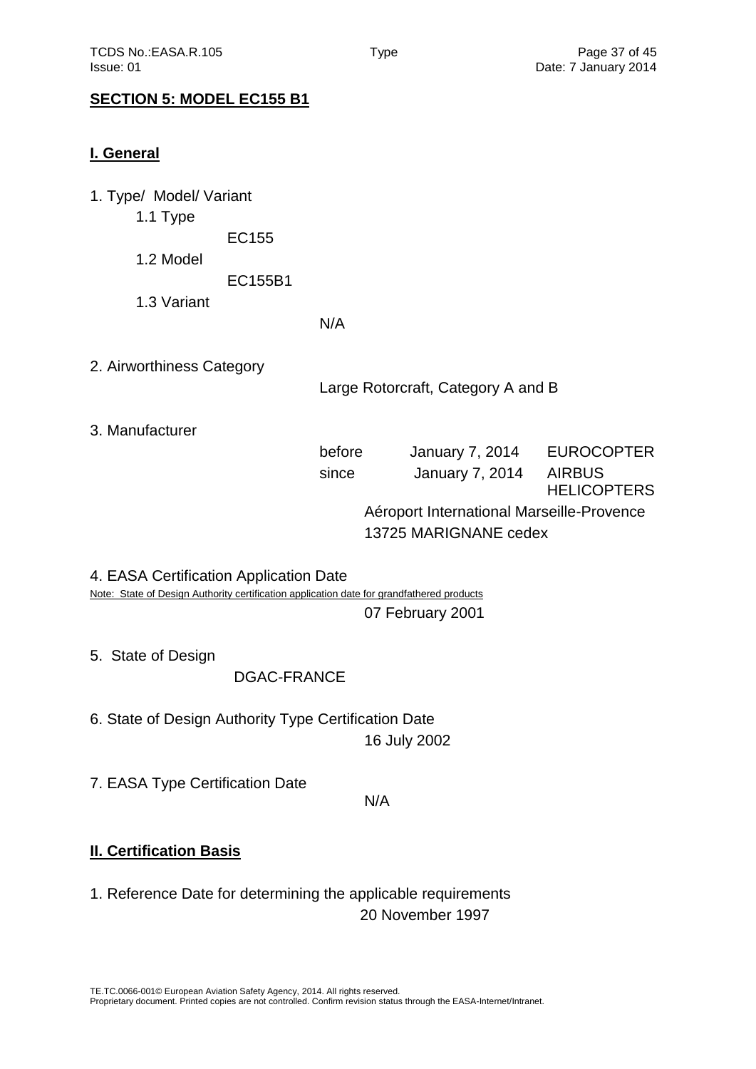## SECTION 5: MODEL EC155 B1

### I. General

1. Type/ Model/ Variant
   - 1.1 Type
     EC155
   - 1.2 Model
     EC155B1
   - 1.3 Variant
     N/A

2. Airworthiness Category

   Large Rotorcraft, Category A and B

3. Manufacturer

| | | |
|---|---|---|
| before | January 7, 2014 | EUROCOPTER |
| since | January 7, 2014 | AIRBUS HELICOPTERS |

   Aéroport International Marseille-Provence
   13725 MARIGNANE cedex

4. EASA Certification Application Date

   Note: State of Design Authority certification application date for grandfathered products

   07 February 2001

5. State of Design

   DGAC-FRANCE

6. State of Design Authority Type Certification Date

   16 July 2002

7. EASA Type Certification Date

   N/A

### II. Certification Basis

1. Reference Date for determining the applicable requirements

   20 November 1997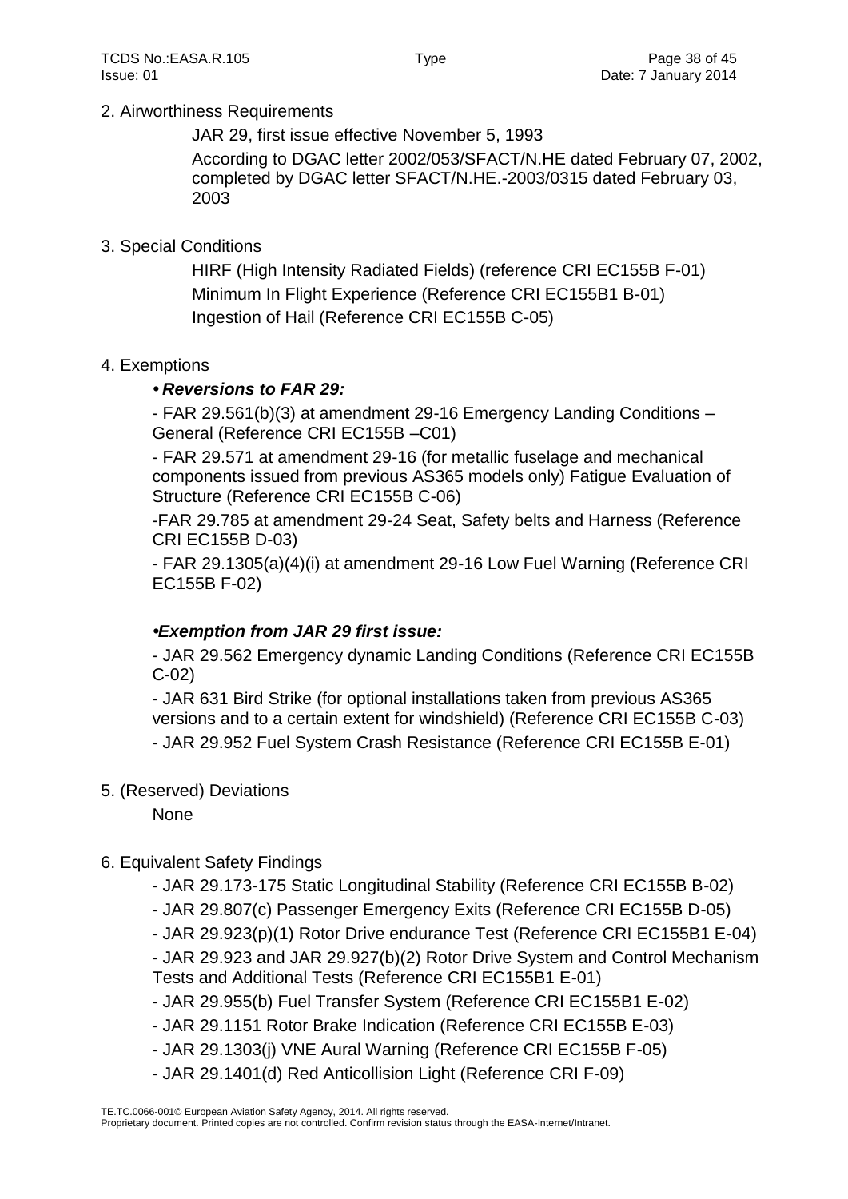2. Airworthiness Requirements

JAR 29, first issue effective November 5, 1993

According to DGAC letter 2002/053/SFACT/N.HE dated February 07, 2002, completed by DGAC letter SFACT/N.HE.-2003/0315 dated February 03, 2003

3. Special Conditions

HIRF (High Intensity Radiated Fields) (reference CRI EC155B F-01)

Minimum In Flight Experience (Reference CRI EC155B1 B-01)

Ingestion of Hail (Reference CRI EC155B C-05)

4. Exemptions

• ***Reversions to FAR 29:***

- FAR 29.561(b)(3) at amendment 29-16 Emergency Landing Conditions – General (Reference CRI EC155B –C01)

- FAR 29.571 at amendment 29-16 (for metallic fuselage and mechanical components issued from previous AS365 models only) Fatigue Evaluation of Structure (Reference CRI EC155B C-06)

-FAR 29.785 at amendment 29-24 Seat, Safety belts and Harness (Reference CRI EC155B D-03)

- FAR 29.1305(a)(4)(i) at amendment 29-16 Low Fuel Warning (Reference CRI EC155B F-02)

•***Exemption from JAR 29 first issue:***

- JAR 29.562 Emergency dynamic Landing Conditions (Reference CRI EC155B C-02)

- JAR 631 Bird Strike (for optional installations taken from previous AS365 versions and to a certain extent for windshield) (Reference CRI EC155B C-03)

- JAR 29.952 Fuel System Crash Resistance (Reference CRI EC155B E-01)

5. (Reserved) Deviations

None

6. Equivalent Safety Findings

- JAR 29.173-175 Static Longitudinal Stability (Reference CRI EC155B B-02)
- JAR 29.807(c) Passenger Emergency Exits (Reference CRI EC155B D-05)
- JAR 29.923(p)(1) Rotor Drive endurance Test (Reference CRI EC155B1 E-04)
- JAR 29.923 and JAR 29.927(b)(2) Rotor Drive System and Control Mechanism Tests and Additional Tests (Reference CRI EC155B1 E-01)
- JAR 29.955(b) Fuel Transfer System (Reference CRI EC155B1 E-02)
- JAR 29.1151 Rotor Brake Indication (Reference CRI EC155B E-03)
- JAR 29.1303(j) VNE Aural Warning (Reference CRI EC155B F-05)
- JAR 29.1401(d) Red Anticollision Light (Reference CRI F-09)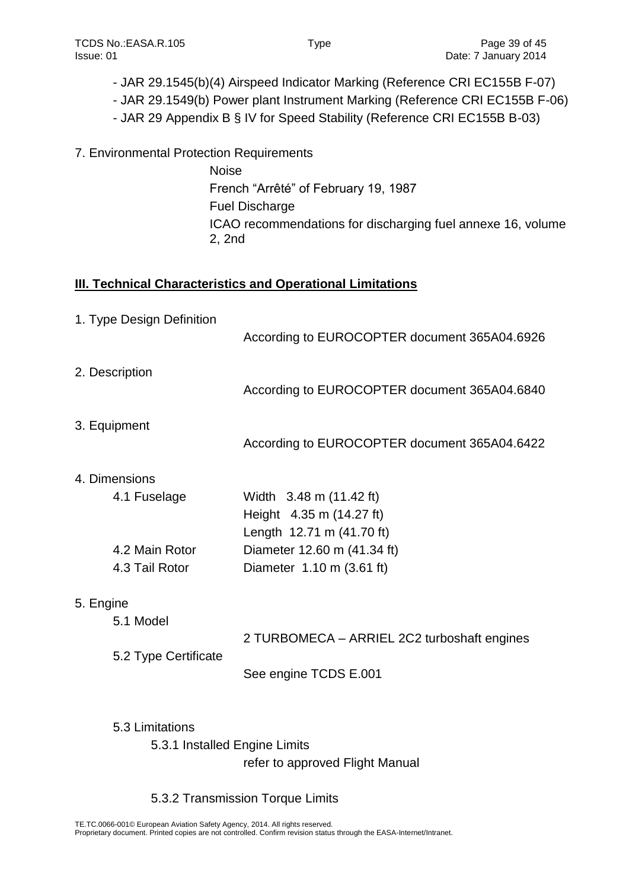- JAR 29.1545(b)(4) Airspeed Indicator Marking (Reference CRI EC155B F-07)
- JAR 29.1549(b) Power plant Instrument Marking (Reference CRI EC155B F-06)
- JAR 29 Appendix B § IV for Speed Stability (Reference CRI EC155B B-03)

7. Environmental Protection Requirements

Noise
French “Arrêté” of February 19, 1987
Fuel Discharge
ICAO recommendations for discharging fuel annexe 16, volume 2, 2nd

## III. Technical Characteristics and Operational Limitations

1. Type Design Definition

According to EUROCOPTER document 365A04.6926

2. Description

According to EUROCOPTER document 365A04.6840

3. Equipment

According to EUROCOPTER document 365A04.6422

4. Dimensions

| | |
|---|---|
| 4.1 Fuselage | Width 3.48 m (11.42 ft) |
| | Height 4.35 m (14.27 ft) |
| | Length 12.71 m (41.70 ft) |
| 4.2 Main Rotor | Diameter 12.60 m (41.34 ft) |
| 4.3 Tail Rotor | Diameter 1.10 m (3.61 ft) |

5. Engine

5.1 Model

2 TURBOMECA – ARRIEL 2C2 turboshaft engines

5.2 Type Certificate

See engine TCDS E.001

5.3 Limitations

5.3.1 Installed Engine Limits

refer to approved Flight Manual

5.3.2 Transmission Torque Limits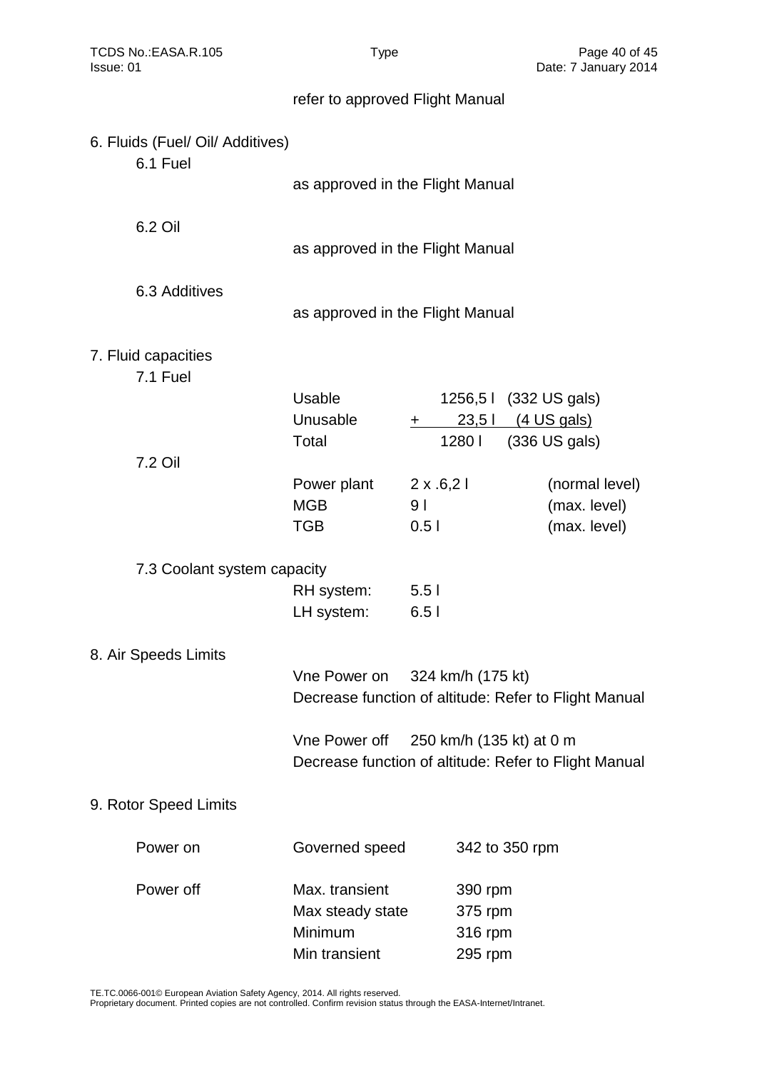refer to approved Flight Manual

## 6. Fluids (Fuel/ Oil/ Additives)

### 6.1 Fuel

as approved in the Flight Manual

### 6.2 Oil

as approved in the Flight Manual

### 6.3 Additives

as approved in the Flight Manual

## 7. Fluid capacities

### 7.1 Fuel

| | | |
|---|---|---|
| Usable | 1256,5 l | (332 US gals) |
| Unusable | + 23,5 l | (4 US gals) |
| Total | 1280 l | (336 US gals) |

### 7.2 Oil

| | | |
|---|---|---|
| Power plant | 2 x .6,2 l | (normal level) |
| MGB | 9 l | (max. level) |
| TGB | 0.5 l | (max. level) |

### 7.3 Coolant system capacity

| | |
|---|---|
| RH system: | 5.5 l |
| LH system: | 6.5 l |

## 8. Air Speeds Limits

Vne Power on 324 km/h (175 kt)
Decrease function of altitude: Refer to Flight Manual

Vne Power off 250 km/h (135 kt) at 0 m
Decrease function of altitude: Refer to Flight Manual

## 9. Rotor Speed Limits

| | | |
|---|---|---|
| Power on | Governed speed | 342 to 350 rpm |
| Power off | Max. transient | 390 rpm |
| | Max steady state | 375 rpm |
| | Minimum | 316 rpm |
| | Min transient | 295 rpm |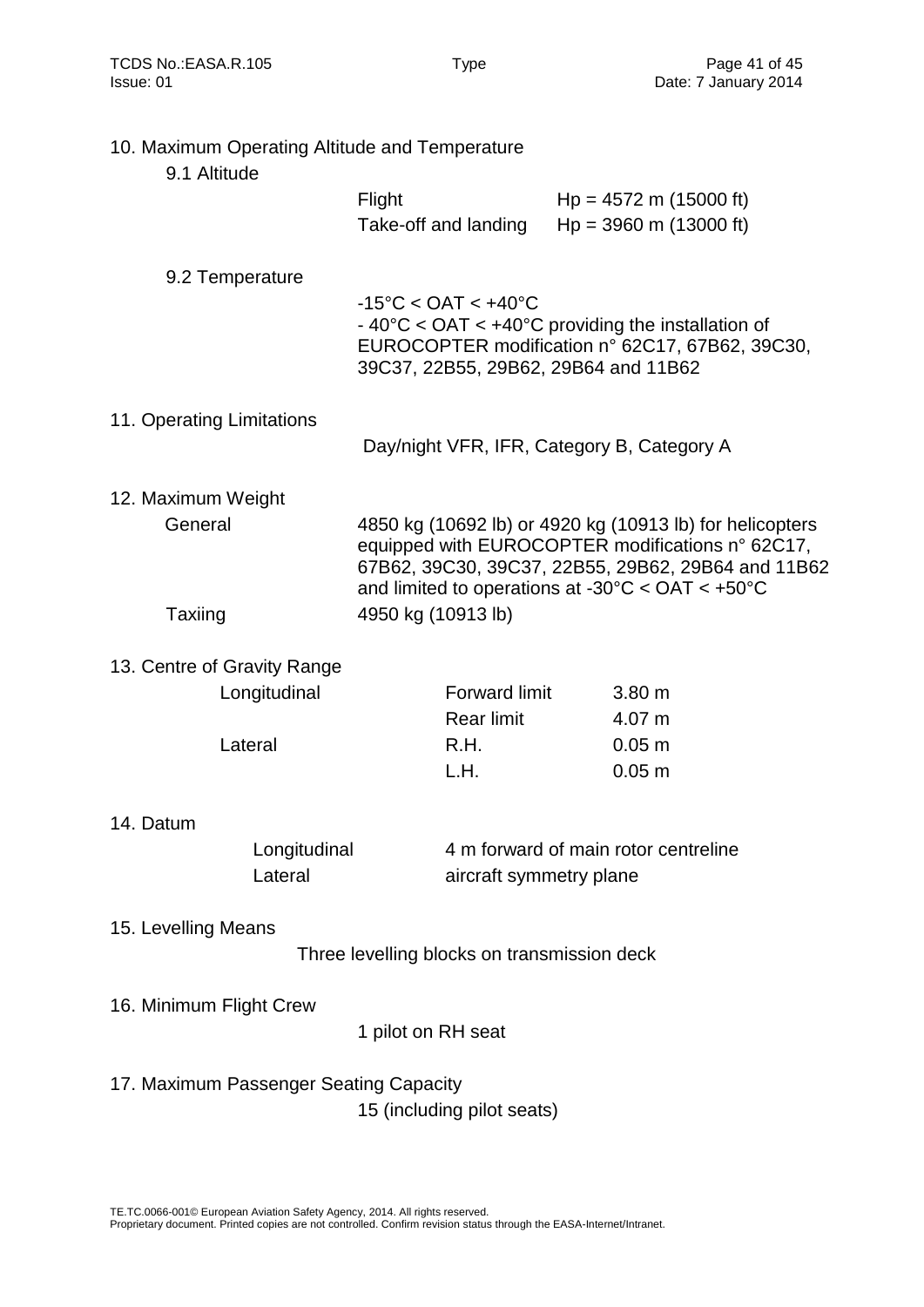## 10. Maximum Operating Altitude and Temperature

### 9.1 Altitude

| | |
|---|---|
| Flight | Hp = 4572 m (15000 ft) |
| Take-off and landing | Hp = 3960 m (13000 ft) |

### 9.2 Temperature

-15°C < OAT < +40°C

- 40°C < OAT < +40°C providing the installation of EUROCOPTER modification n° 62C17, 67B62, 39C30, 39C37, 22B55, 29B62, 29B64 and 11B62

## 11. Operating Limitations

Day/night VFR, IFR, Category B, Category A

## 12. Maximum Weight

| | |
|---|---|
| General | 4850 kg (10692 lb) or 4920 kg (10913 lb) for helicopters equipped with EUROCOPTER modifications n° 62C17, 67B62, 39C30, 39C37, 22B55, 29B62, 29B64 and 11B62 and limited to operations at -30°C < OAT < +50°C |
| Taxiing | 4950 kg (10913 lb) |

## 13. Centre of Gravity Range

| | | |
|---|---|---|
| Longitudinal | Forward limit | 3.80 m |
| | Rear limit | 4.07 m |
| Lateral | R.H. | 0.05 m |
| | L.H. | 0.05 m |

## 14. Datum

| | |
|---|---|
| Longitudinal | 4 m forward of main rotor centreline |
| Lateral | aircraft symmetry plane |

## 15. Levelling Means

Three levelling blocks on transmission deck

## 16. Minimum Flight Crew

1 pilot on RH seat

## 17. Maximum Passenger Seating Capacity

15 (including pilot seats)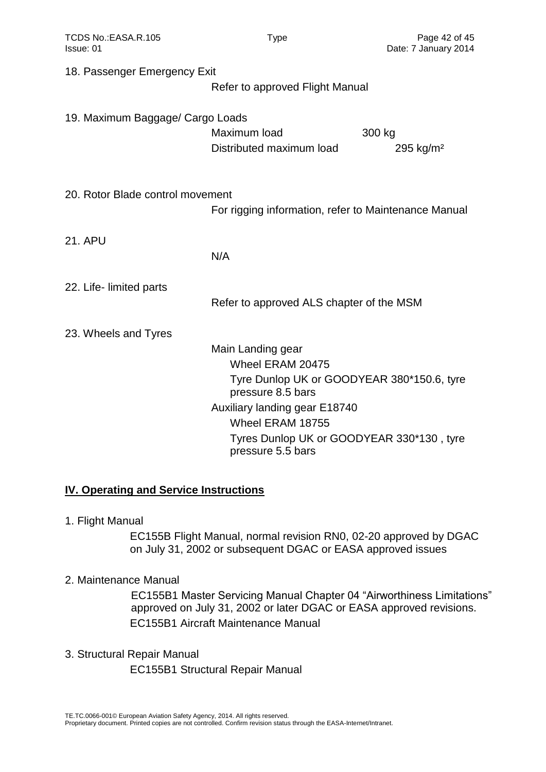18. Passenger Emergency Exit

Refer to approved Flight Manual

19. Maximum Baggage/ Cargo Loads

| | |
|---|---|
| Maximum load | 300 kg |
| Distributed maximum load | 295 kg/m² |

20. Rotor Blade control movement

For rigging information, refer to Maintenance Manual

21. APU

N/A

22. Life- limited parts

Refer to approved ALS chapter of the MSM

23. Wheels and Tyres

Main Landing gear
- Wheel ERAM 20475
- Tyre Dunlop UK or GOODYEAR 380*150.6, tyre pressure 8.5 bars

Auxiliary landing gear E18740
- Wheel ERAM 18755
- Tyres Dunlop UK or GOODYEAR 330*130 , tyre pressure 5.5 bars

## IV. Operating and Service Instructions

1. Flight Manual

EC155B Flight Manual, normal revision RN0, 02-20 approved by DGAC on July 31, 2002 or subsequent DGAC or EASA approved issues

2. Maintenance Manual

EC155B1 Master Servicing Manual Chapter 04 “Airworthiness Limitations” approved on July 31, 2002 or later DGAC or EASA approved revisions.

EC155B1 Aircraft Maintenance Manual

3. Structural Repair Manual

EC155B1 Structural Repair Manual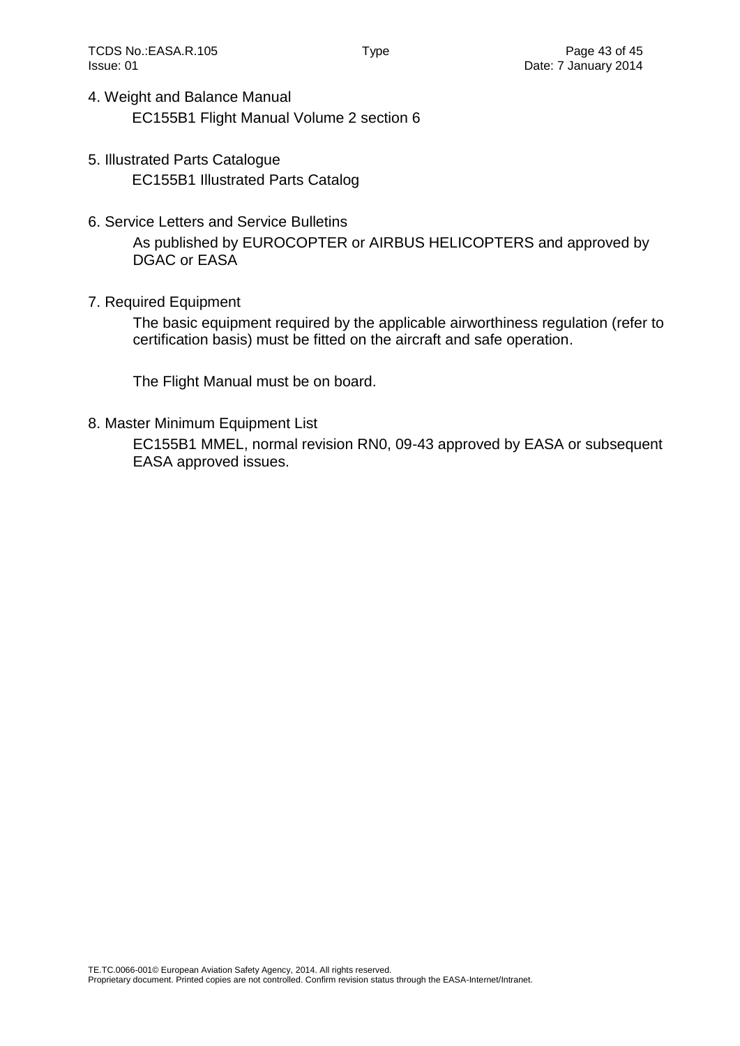4. Weight and Balance Manual

EC155B1 Flight Manual Volume 2 section 6

5. Illustrated Parts Catalogue

EC155B1 Illustrated Parts Catalog

6. Service Letters and Service Bulletins

As published by EUROCOPTER or AIRBUS HELICOPTERS and approved by DGAC or EASA

7. Required Equipment

The basic equipment required by the applicable airworthiness regulation (refer to certification basis) must be fitted on the aircraft and safe operation.

The Flight Manual must be on board.

8. Master Minimum Equipment List

EC155B1 MMEL, normal revision RN0, 09-43 approved by EASA or subsequent EASA approved issues.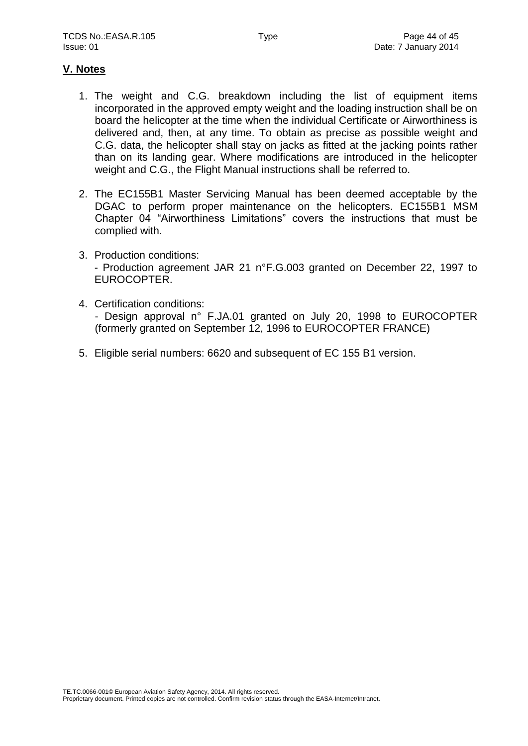## V. Notes

1. The weight and C.G. breakdown including the list of equipment items incorporated in the approved empty weight and the loading instruction shall be on board the helicopter at the time when the individual Certificate or Airworthiness is delivered and, then, at any time. To obtain as precise as possible weight and C.G. data, the helicopter shall stay on jacks as fitted at the jacking points rather than on its landing gear. Where modifications are introduced in the helicopter weight and C.G., the Flight Manual instructions shall be referred to.

2. The EC155B1 Master Servicing Manual has been deemed acceptable by the DGAC to perform proper maintenance on the helicopters. EC155B1 MSM Chapter 04 "Airworthiness Limitations" covers the instructions that must be complied with.

3. Production conditions:
   - Production agreement JAR 21 n°F.G.003 granted on December 22, 1997 to EUROCOPTER.

4. Certification conditions:
   - Design approval n° F.JA.01 granted on July 20, 1998 to EUROCOPTER (formerly granted on September 12, 1996 to EUROCOPTER FRANCE)

5. Eligible serial numbers: 6620 and subsequent of EC 155 B1 version.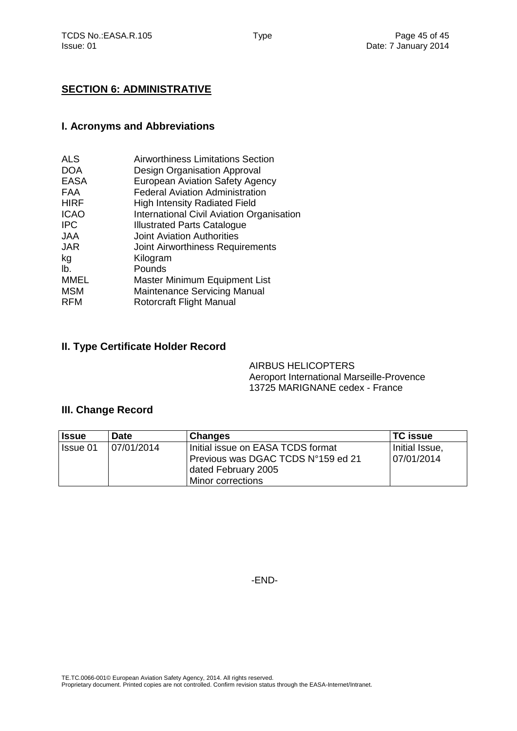## SECTION 6: ADMINISTRATIVE

### I. Acronyms and Abbreviations

| | |
|---|---|
| ALS | Airworthiness Limitations Section |
| DOA | Design Organisation Approval |
| EASA | European Aviation Safety Agency |
| FAA | Federal Aviation Administration |
| HIRF | High Intensity Radiated Field |
| ICAO | International Civil Aviation Organisation |
| IPC | Illustrated Parts Catalogue |
| JAA | Joint Aviation Authorities |
| JAR | Joint Airworthiness Requirements |
| kg | Kilogram |
| lb. | Pounds |
| MMEL | Master Minimum Equipment List |
| MSM | Maintenance Servicing Manual |
| RFM | Rotorcraft Flight Manual |

### II. Type Certificate Holder Record

AIRBUS HELICOPTERS
Aeroport International Marseille-Provence
13725 MARIGNANE cedex - France

### III. Change Record

| Issue | Date | Changes | TC issue |
|---|---|---|---|
| Issue 01 | 07/01/2014 | Initial issue on EASA TCDS format<br>Previous was DGAC TCDS N°159 ed 21 dated February 2005<br>Minor corrections | Initial Issue, 07/01/2014 |

-END-

TE.TC.0066-001© European Aviation Safety Agency, 2014. All rights reserved.
Proprietary document. Printed copies are not controlled. Confirm revision status through the EASA-Internet/Intranet.